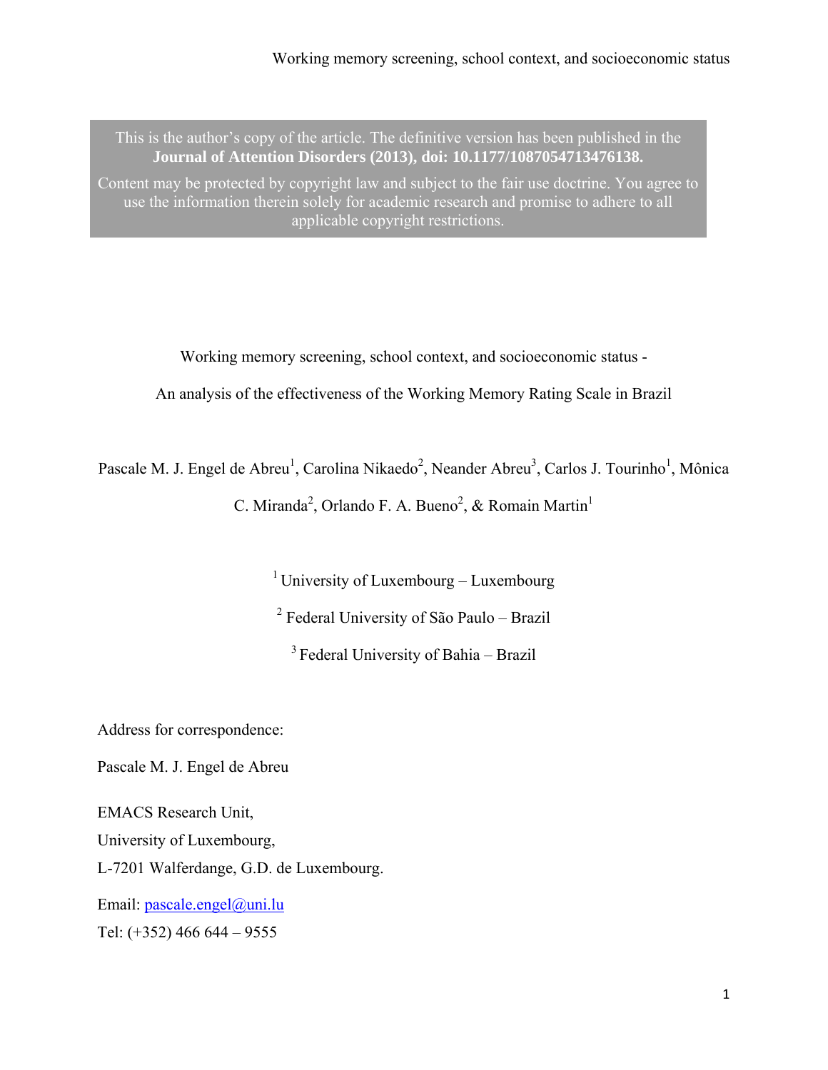This is the author's copy of the article. The definitive version has been published in the **Journal of Attention Disorders (2013), doi: 10.1177/1087054713476138.**

Content may be protected by copyright law and subject to the fair use doctrine. You agree to use the information therein solely for academic research and promise to adhere to all applicable copyright restrictions.

# Working memory screening, school context, and socioeconomic status - An analysis of the effectiveness of the Working Memory Rating Scale in Brazil

Pascale M. J. Engel de Abreu[1], Carolina Nikaedo[2], Neander Abreu[3], Carlos J. Tourinho[1], Mônica C. Miranda[2], Orlando F. A. Bueno[2], & Romain Martin[1]

[1] University of Luxembourg – Luxembourg

[2] Federal University of São Paulo – Brazil

[3] Federal University of Bahia – Brazil

Address for correspondence:

Pascale M. J. Engel de Abreu

EMACS Research Unit,
University of Luxembourg,
L-7201 Walferdange, G.D. de Luxembourg.

Email: pascale.engel@uni.lu
Tel: (+352) 466 644 – 9555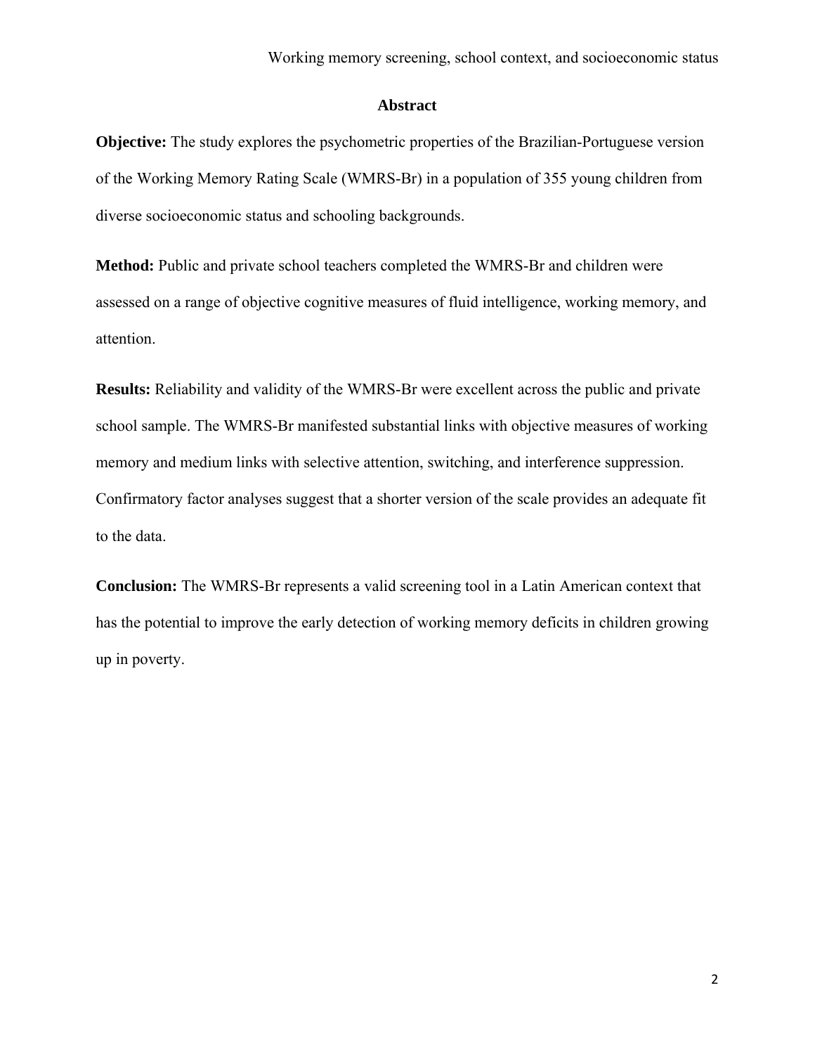## Abstract

**Objective:** The study explores the psychometric properties of the Brazilian-Portuguese version of the Working Memory Rating Scale (WMRS-Br) in a population of 355 young children from diverse socioeconomic status and schooling backgrounds.

**Method:** Public and private school teachers completed the WMRS-Br and children were assessed on a range of objective cognitive measures of fluid intelligence, working memory, and attention.

**Results:** Reliability and validity of the WMRS-Br were excellent across the public and private school sample. The WMRS-Br manifested substantial links with objective measures of working memory and medium links with selective attention, switching, and interference suppression. Confirmatory factor analyses suggest that a shorter version of the scale provides an adequate fit to the data.

**Conclusion:** The WMRS-Br represents a valid screening tool in a Latin American context that has the potential to improve the early detection of working memory deficits in children growing up in poverty.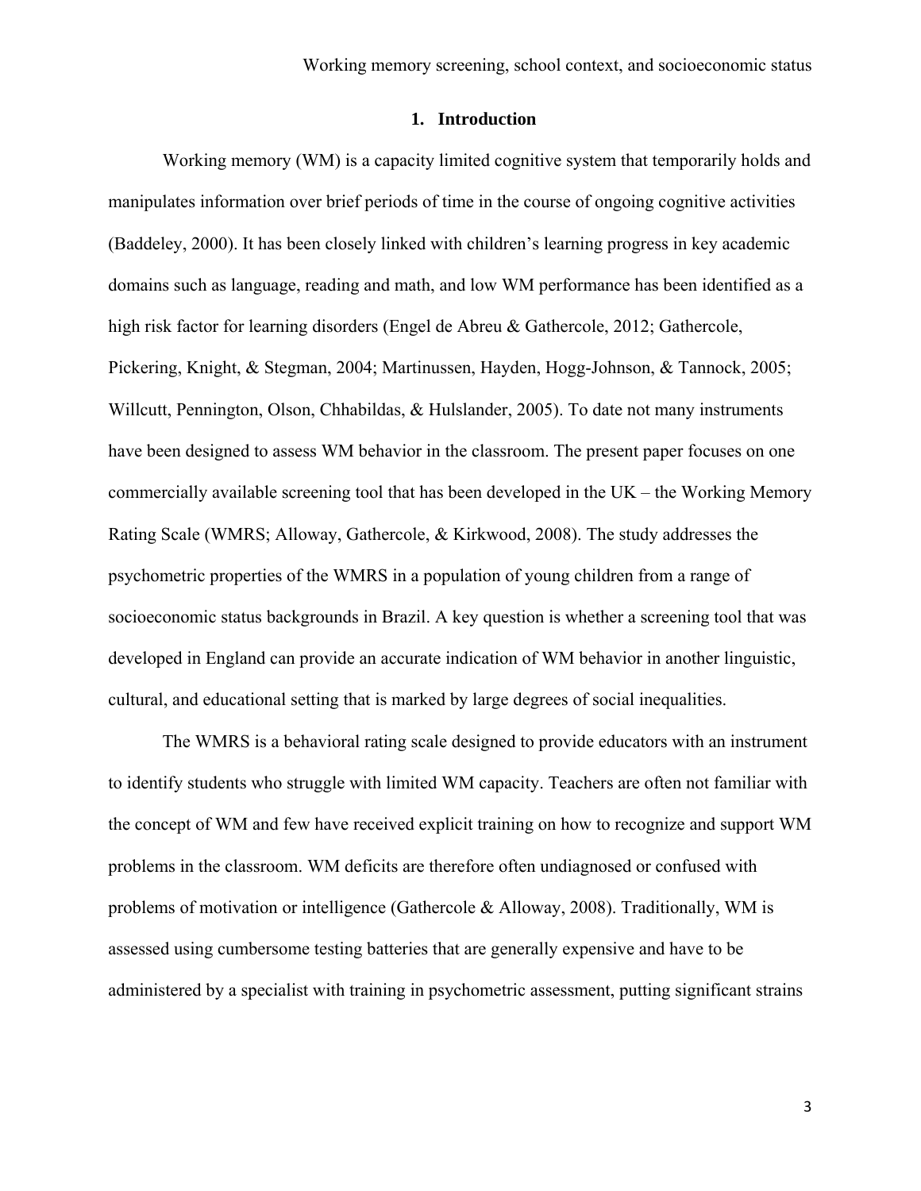## 1. Introduction

Working memory (WM) is a capacity limited cognitive system that temporarily holds and manipulates information over brief periods of time in the course of ongoing cognitive activities (Baddeley, 2000). It has been closely linked with children's learning progress in key academic domains such as language, reading and math, and low WM performance has been identified as a high risk factor for learning disorders (Engel de Abreu & Gathercole, 2012; Gathercole, Pickering, Knight, & Stegman, 2004; Martinussen, Hayden, Hogg-Johnson, & Tannock, 2005; Willcutt, Pennington, Olson, Chhabildas, & Hulslander, 2005). To date not many instruments have been designed to assess WM behavior in the classroom. The present paper focuses on one commercially available screening tool that has been developed in the UK – the Working Memory Rating Scale (WMRS; Alloway, Gathercole, & Kirkwood, 2008). The study addresses the psychometric properties of the WMRS in a population of young children from a range of socioeconomic status backgrounds in Brazil. A key question is whether a screening tool that was developed in England can provide an accurate indication of WM behavior in another linguistic, cultural, and educational setting that is marked by large degrees of social inequalities.

The WMRS is a behavioral rating scale designed to provide educators with an instrument to identify students who struggle with limited WM capacity. Teachers are often not familiar with the concept of WM and few have received explicit training on how to recognize and support WM problems in the classroom. WM deficits are therefore often undiagnosed or confused with problems of motivation or intelligence (Gathercole & Alloway, 2008). Traditionally, WM is assessed using cumbersome testing batteries that are generally expensive and have to be administered by a specialist with training in psychometric assessment, putting significant strains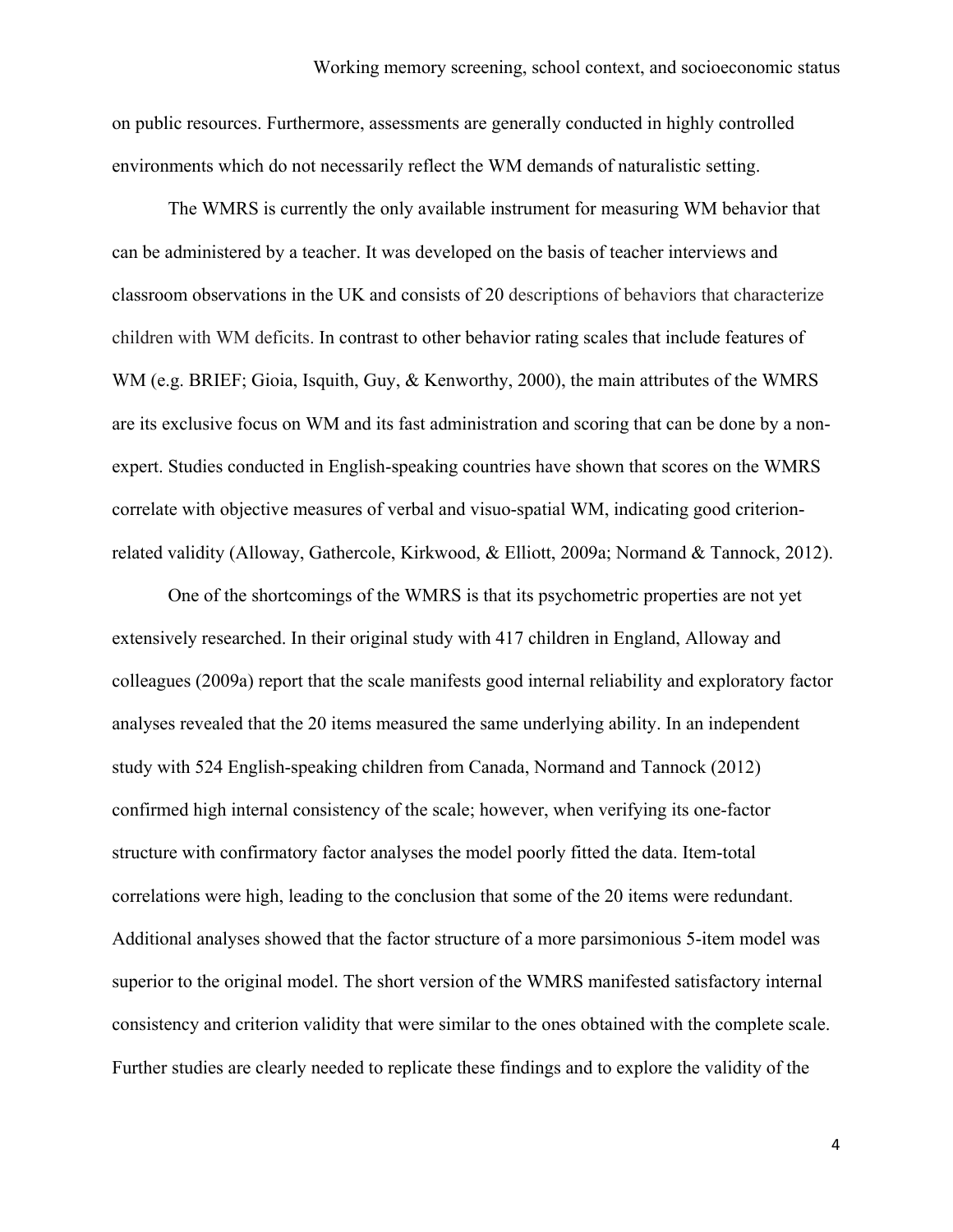on public resources. Furthermore, assessments are generally conducted in highly controlled environments which do not necessarily reflect the WM demands of naturalistic setting.

The WMRS is currently the only available instrument for measuring WM behavior that can be administered by a teacher. It was developed on the basis of teacher interviews and classroom observations in the UK and consists of 20 descriptions of behaviors that characterize children with WM deficits. In contrast to other behavior rating scales that include features of WM (e.g. BRIEF; Gioia, Isquith, Guy, & Kenworthy, 2000), the main attributes of the WMRS are its exclusive focus on WM and its fast administration and scoring that can be done by a non-expert. Studies conducted in English-speaking countries have shown that scores on the WMRS correlate with objective measures of verbal and visuo-spatial WM, indicating good criterion-related validity (Alloway, Gathercole, Kirkwood, & Elliott, 2009a; Normand & Tannock, 2012).

One of the shortcomings of the WMRS is that its psychometric properties are not yet extensively researched. In their original study with 417 children in England, Alloway and colleagues (2009a) report that the scale manifests good internal reliability and exploratory factor analyses revealed that the 20 items measured the same underlying ability. In an independent study with 524 English-speaking children from Canada, Normand and Tannock (2012) confirmed high internal consistency of the scale; however, when verifying its one-factor structure with confirmatory factor analyses the model poorly fitted the data. Item-total correlations were high, leading to the conclusion that some of the 20 items were redundant. Additional analyses showed that the factor structure of a more parsimonious 5-item model was superior to the original model. The short version of the WMRS manifested satisfactory internal consistency and criterion validity that were similar to the ones obtained with the complete scale. Further studies are clearly needed to replicate these findings and to explore the validity of the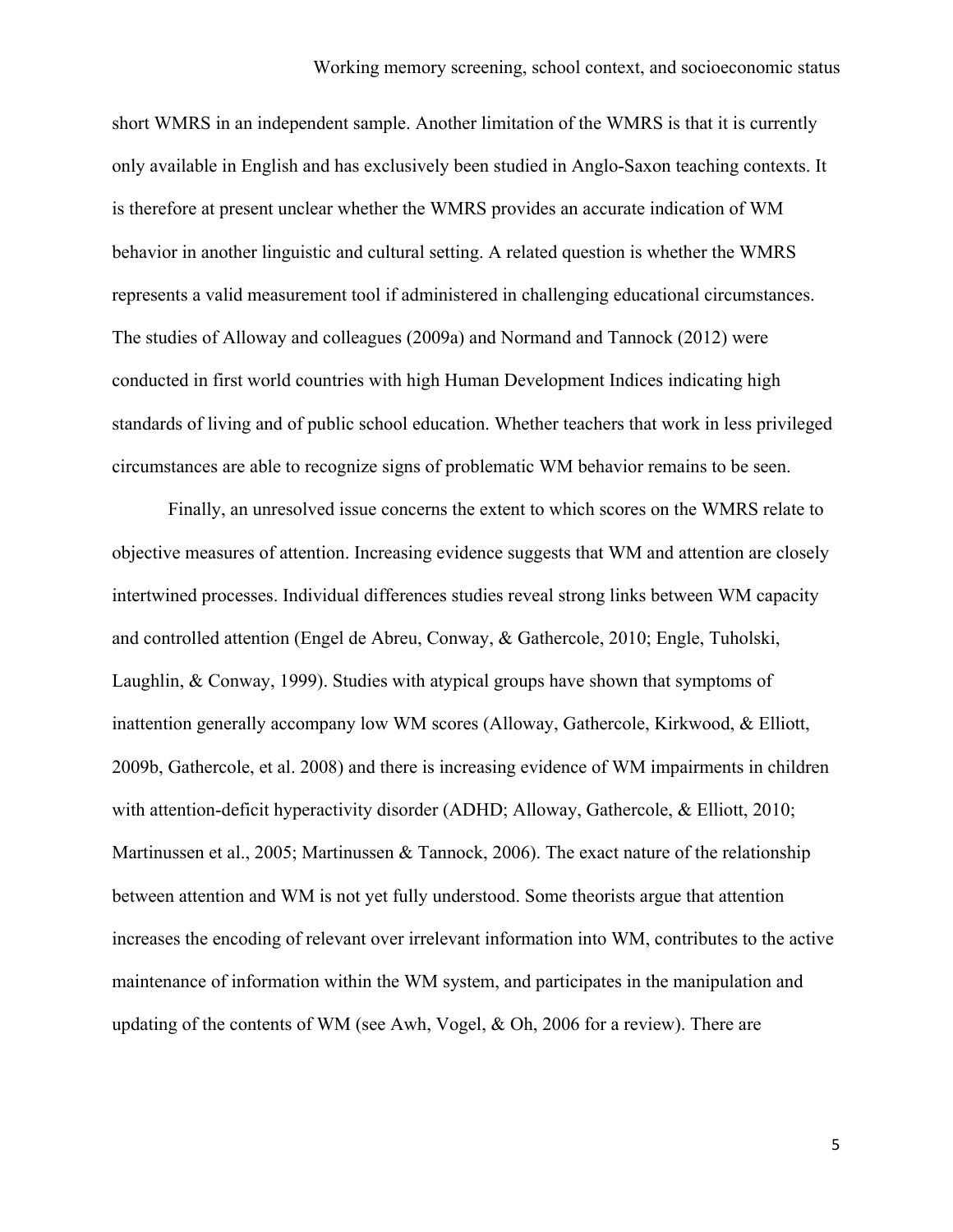short WMRS in an independent sample. Another limitation of the WMRS is that it is currently only available in English and has exclusively been studied in Anglo-Saxon teaching contexts. It is therefore at present unclear whether the WMRS provides an accurate indication of WM behavior in another linguistic and cultural setting. A related question is whether the WMRS represents a valid measurement tool if administered in challenging educational circumstances. The studies of Alloway and colleagues (2009a) and Normand and Tannock (2012) were conducted in first world countries with high Human Development Indices indicating high standards of living and of public school education. Whether teachers that work in less privileged circumstances are able to recognize signs of problematic WM behavior remains to be seen.

Finally, an unresolved issue concerns the extent to which scores on the WMRS relate to objective measures of attention. Increasing evidence suggests that WM and attention are closely intertwined processes. Individual differences studies reveal strong links between WM capacity and controlled attention (Engel de Abreu, Conway, & Gathercole, 2010; Engle, Tuholski, Laughlin, & Conway, 1999). Studies with atypical groups have shown that symptoms of inattention generally accompany low WM scores (Alloway, Gathercole, Kirkwood, & Elliott, 2009b, Gathercole, et al. 2008) and there is increasing evidence of WM impairments in children with attention-deficit hyperactivity disorder (ADHD; Alloway, Gathercole, & Elliott, 2010; Martinussen et al., 2005; Martinussen & Tannock, 2006). The exact nature of the relationship between attention and WM is not yet fully understood. Some theorists argue that attention increases the encoding of relevant over irrelevant information into WM, contributes to the active maintenance of information within the WM system, and participates in the manipulation and updating of the contents of WM (see Awh, Vogel, & Oh, 2006 for a review). There are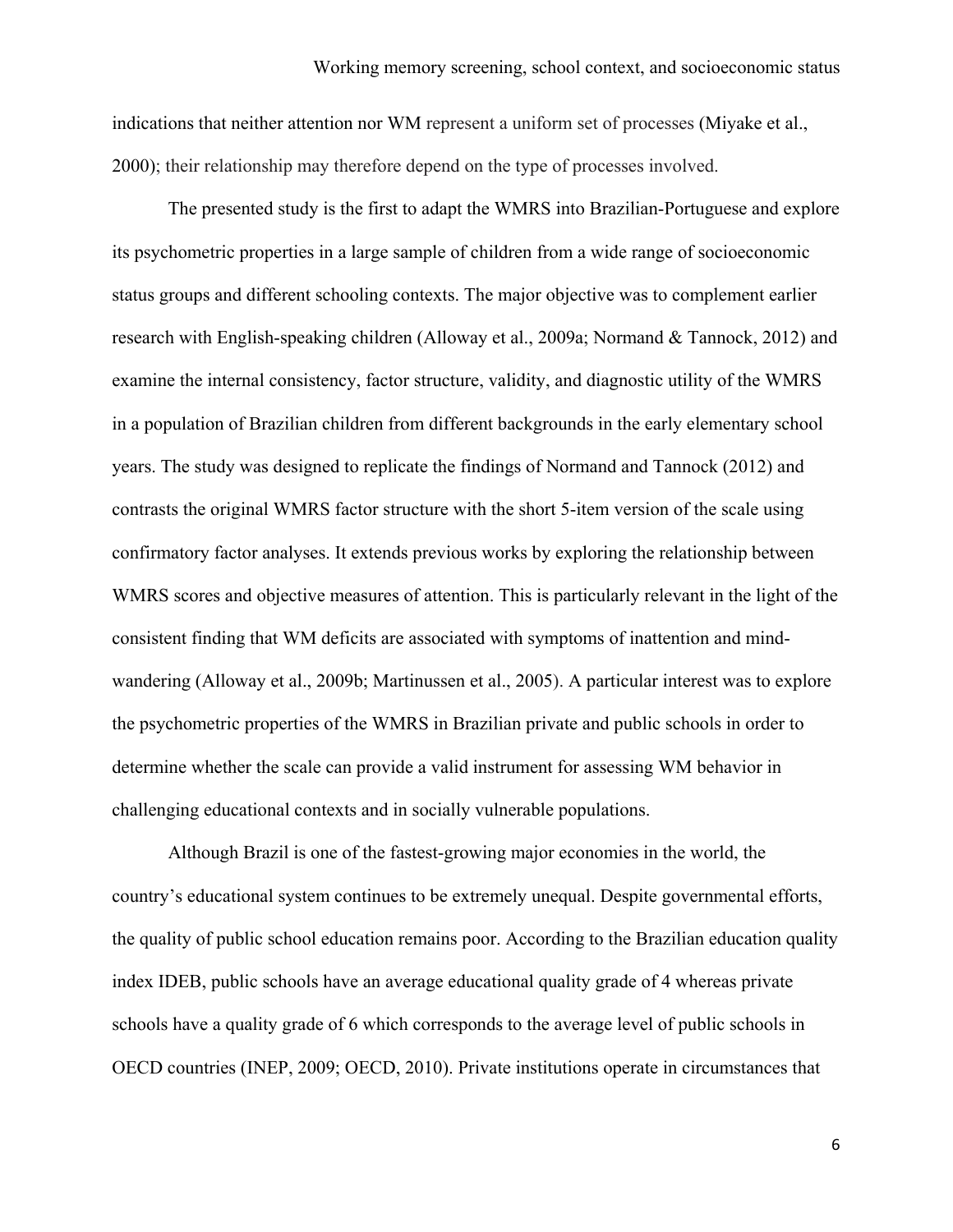indications that neither attention nor WM represent a uniform set of processes (Miyake et al., 2000); their relationship may therefore depend on the type of processes involved.

The presented study is the first to adapt the WMRS into Brazilian-Portuguese and explore its psychometric properties in a large sample of children from a wide range of socioeconomic status groups and different schooling contexts. The major objective was to complement earlier research with English-speaking children (Alloway et al., 2009a; Normand & Tannock, 2012) and examine the internal consistency, factor structure, validity, and diagnostic utility of the WMRS in a population of Brazilian children from different backgrounds in the early elementary school years. The study was designed to replicate the findings of Normand and Tannock (2012) and contrasts the original WMRS factor structure with the short 5-item version of the scale using confirmatory factor analyses. It extends previous works by exploring the relationship between WMRS scores and objective measures of attention. This is particularly relevant in the light of the consistent finding that WM deficits are associated with symptoms of inattention and mind-wandering (Alloway et al., 2009b; Martinussen et al., 2005). A particular interest was to explore the psychometric properties of the WMRS in Brazilian private and public schools in order to determine whether the scale can provide a valid instrument for assessing WM behavior in challenging educational contexts and in socially vulnerable populations.

Although Brazil is one of the fastest-growing major economies in the world, the country's educational system continues to be extremely unequal. Despite governmental efforts, the quality of public school education remains poor. According to the Brazilian education quality index IDEB, public schools have an average educational quality grade of 4 whereas private schools have a quality grade of 6 which corresponds to the average level of public schools in OECD countries (INEP, 2009; OECD, 2010). Private institutions operate in circumstances that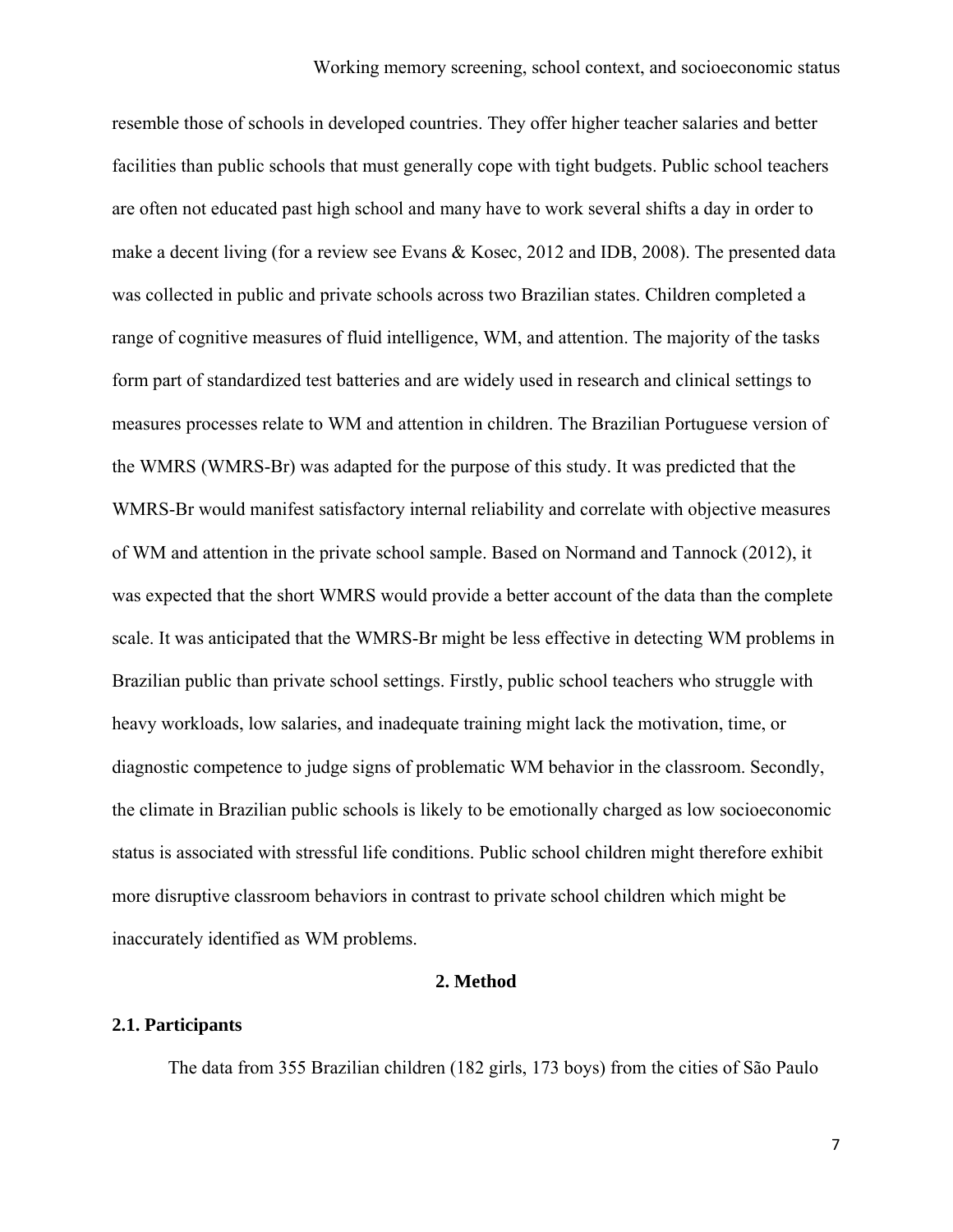resemble those of schools in developed countries. They offer higher teacher salaries and better facilities than public schools that must generally cope with tight budgets. Public school teachers are often not educated past high school and many have to work several shifts a day in order to make a decent living (for a review see Evans & Kosec, 2012 and IDB, 2008). The presented data was collected in public and private schools across two Brazilian states. Children completed a range of cognitive measures of fluid intelligence, WM, and attention. The majority of the tasks form part of standardized test batteries and are widely used in research and clinical settings to measures processes relate to WM and attention in children. The Brazilian Portuguese version of the WMRS (WMRS-Br) was adapted for the purpose of this study. It was predicted that the WMRS-Br would manifest satisfactory internal reliability and correlate with objective measures of WM and attention in the private school sample. Based on Normand and Tannock (2012), it was expected that the short WMRS would provide a better account of the data than the complete scale. It was anticipated that the WMRS-Br might be less effective in detecting WM problems in Brazilian public than private school settings. Firstly, public school teachers who struggle with heavy workloads, low salaries, and inadequate training might lack the motivation, time, or diagnostic competence to judge signs of problematic WM behavior in the classroom. Secondly, the climate in Brazilian public schools is likely to be emotionally charged as low socioeconomic status is associated with stressful life conditions. Public school children might therefore exhibit more disruptive classroom behaviors in contrast to private school children which might be inaccurately identified as WM problems.

## 2. Method

### 2.1. Participants

The data from 355 Brazilian children (182 girls, 173 boys) from the cities of São Paulo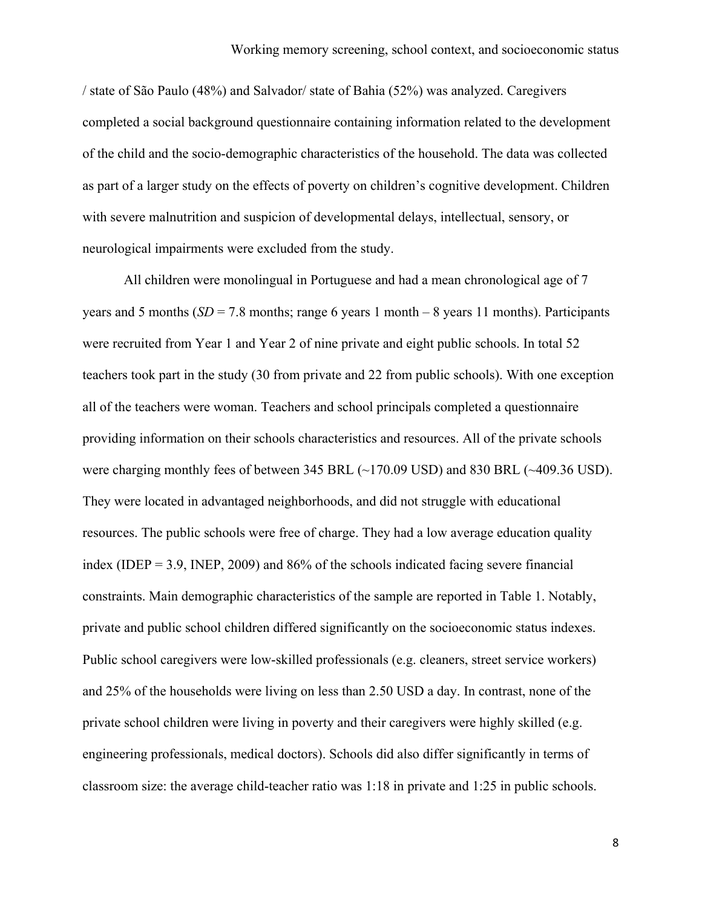/ state of São Paulo (48%) and Salvador/ state of Bahia (52%) was analyzed. Caregivers completed a social background questionnaire containing information related to the development of the child and the socio-demographic characteristics of the household. The data was collected as part of a larger study on the effects of poverty on children's cognitive development. Children with severe malnutrition and suspicion of developmental delays, intellectual, sensory, or neurological impairments were excluded from the study.

All children were monolingual in Portuguese and had a mean chronological age of 7 years and 5 months (*SD* = 7.8 months; range 6 years 1 month – 8 years 11 months). Participants were recruited from Year 1 and Year 2 of nine private and eight public schools. In total 52 teachers took part in the study (30 from private and 22 from public schools). With one exception all of the teachers were woman. Teachers and school principals completed a questionnaire providing information on their schools characteristics and resources. All of the private schools were charging monthly fees of between 345 BRL (~170.09 USD) and 830 BRL (~409.36 USD). They were located in advantaged neighborhoods, and did not struggle with educational resources. The public schools were free of charge. They had a low average education quality index (IDEP = 3.9, INEP, 2009) and 86% of the schools indicated facing severe financial constraints. Main demographic characteristics of the sample are reported in Table 1. Notably, private and public school children differed significantly on the socioeconomic status indexes. Public school caregivers were low-skilled professionals (e.g. cleaners, street service workers) and 25% of the households were living on less than 2.50 USD a day. In contrast, none of the private school children were living in poverty and their caregivers were highly skilled (e.g. engineering professionals, medical doctors). Schools did also differ significantly in terms of classroom size: the average child-teacher ratio was 1:18 in private and 1:25 in public schools.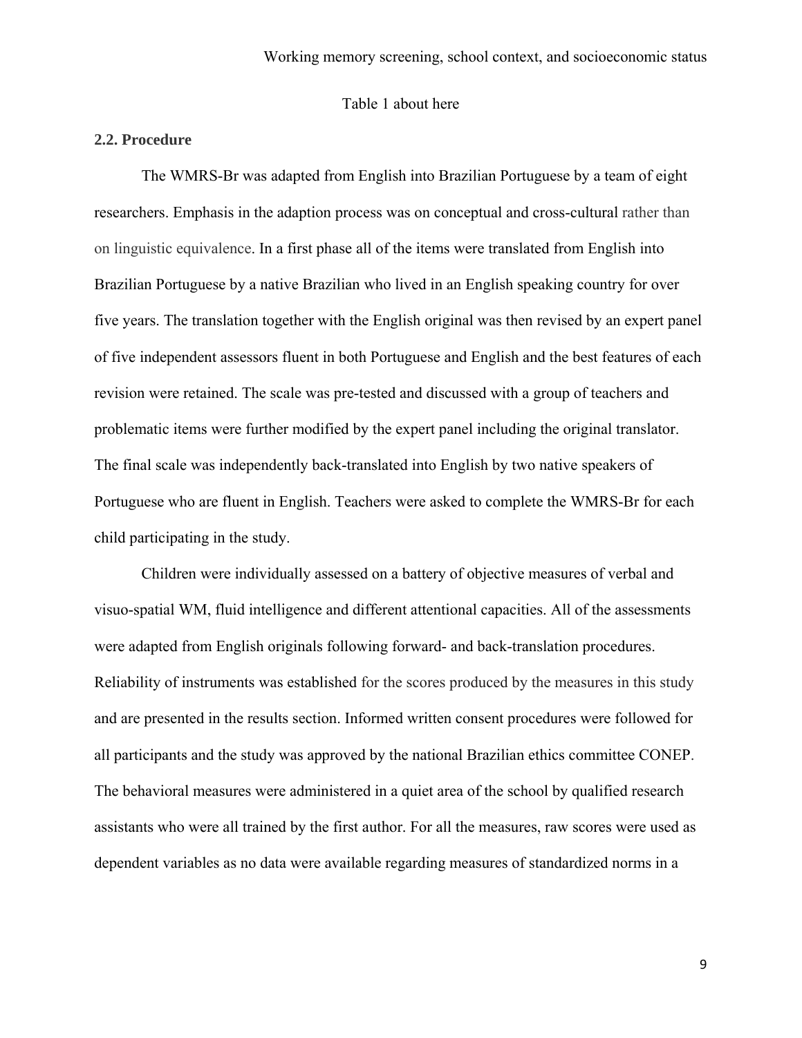Table 1 about here

### 2.2. Procedure

The WMRS-Br was adapted from English into Brazilian Portuguese by a team of eight researchers. Emphasis in the adaption process was on conceptual and cross-cultural rather than on linguistic equivalence. In a first phase all of the items were translated from English into Brazilian Portuguese by a native Brazilian who lived in an English speaking country for over five years. The translation together with the English original was then revised by an expert panel of five independent assessors fluent in both Portuguese and English and the best features of each revision were retained. The scale was pre-tested and discussed with a group of teachers and problematic items were further modified by the expert panel including the original translator. The final scale was independently back-translated into English by two native speakers of Portuguese who are fluent in English. Teachers were asked to complete the WMRS-Br for each child participating in the study.

Children were individually assessed on a battery of objective measures of verbal and visuo-spatial WM, fluid intelligence and different attentional capacities. All of the assessments were adapted from English originals following forward- and back-translation procedures. Reliability of instruments was established for the scores produced by the measures in this study and are presented in the results section. Informed written consent procedures were followed for all participants and the study was approved by the national Brazilian ethics committee CONEP. The behavioral measures were administered in a quiet area of the school by qualified research assistants who were all trained by the first author. For all the measures, raw scores were used as dependent variables as no data were available regarding measures of standardized norms in a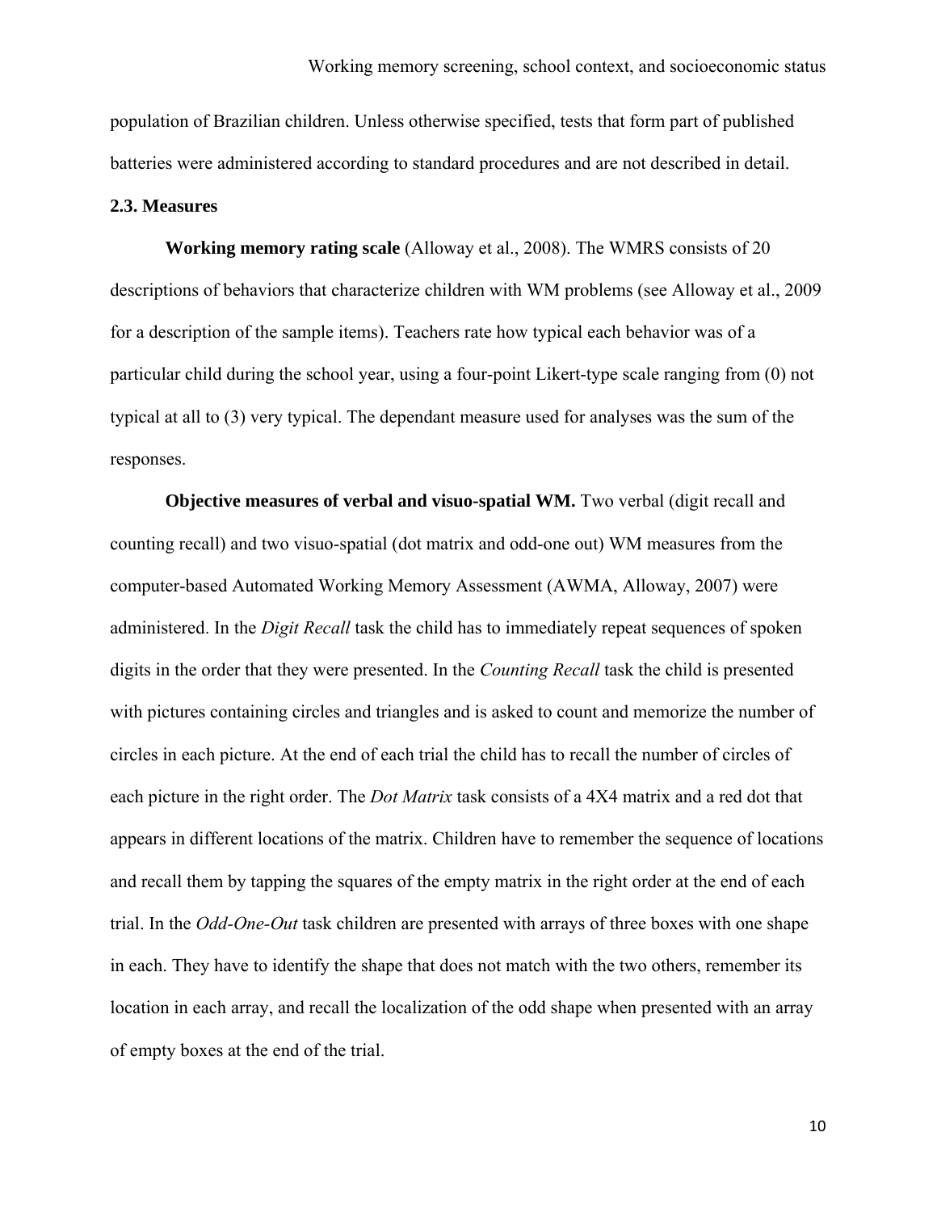population of Brazilian children. Unless otherwise specified, tests that form part of published batteries were administered according to standard procedures and are not described in detail.

### 2.3. Measures

**Working memory rating scale** (Alloway et al., 2008). The WMRS consists of 20 descriptions of behaviors that characterize children with WM problems (see Alloway et al., 2009 for a description of the sample items). Teachers rate how typical each behavior was of a particular child during the school year, using a four-point Likert-type scale ranging from (0) not typical at all to (3) very typical. The dependant measure used for analyses was the sum of the responses.

**Objective measures of verbal and visuo-spatial WM.** Two verbal (digit recall and counting recall) and two visuo-spatial (dot matrix and odd-one out) WM measures from the computer-based Automated Working Memory Assessment (AWMA, Alloway, 2007) were administered. In the *Digit Recall* task the child has to immediately repeat sequences of spoken digits in the order that they were presented. In the *Counting Recall* task the child is presented with pictures containing circles and triangles and is asked to count and memorize the number of circles in each picture. At the end of each trial the child has to recall the number of circles of each picture in the right order. The *Dot Matrix* task consists of a 4X4 matrix and a red dot that appears in different locations of the matrix. Children have to remember the sequence of locations and recall them by tapping the squares of the empty matrix in the right order at the end of each trial. In the *Odd-One-Out* task children are presented with arrays of three boxes with one shape in each. They have to identify the shape that does not match with the two others, remember its location in each array, and recall the localization of the odd shape when presented with an array of empty boxes at the end of the trial.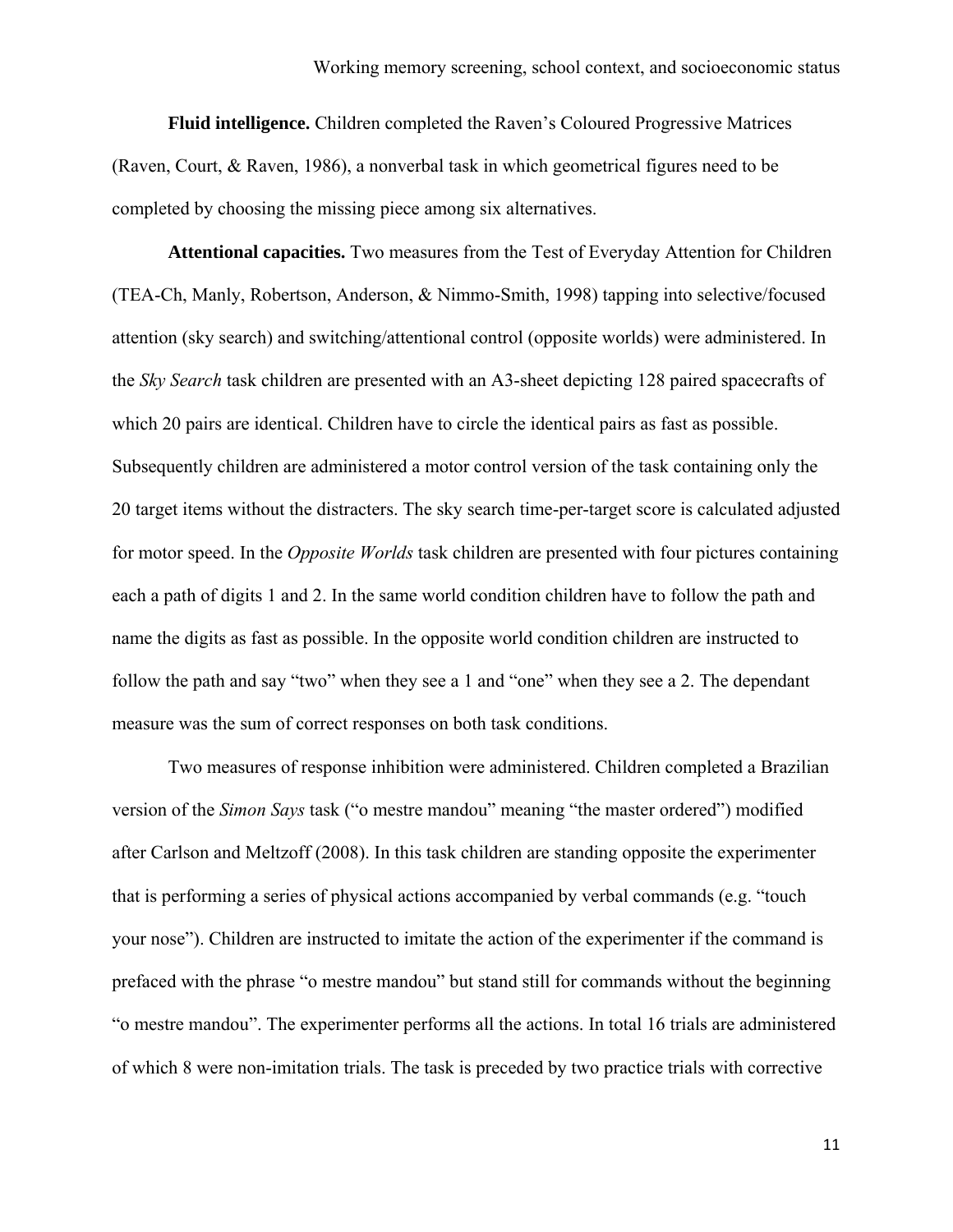**Fluid intelligence.** Children completed the Raven's Coloured Progressive Matrices (Raven, Court, & Raven, 1986), a nonverbal task in which geometrical figures need to be completed by choosing the missing piece among six alternatives.

**Attentional capacities.** Two measures from the Test of Everyday Attention for Children (TEA-Ch, Manly, Robertson, Anderson, & Nimmo-Smith, 1998) tapping into selective/focused attention (sky search) and switching/attentional control (opposite worlds) were administered. In the *Sky Search* task children are presented with an A3-sheet depicting 128 paired spacecrafts of which 20 pairs are identical. Children have to circle the identical pairs as fast as possible. Subsequently children are administered a motor control version of the task containing only the 20 target items without the distracters. The sky search time-per-target score is calculated adjusted for motor speed. In the *Opposite Worlds* task children are presented with four pictures containing each a path of digits 1 and 2. In the same world condition children have to follow the path and name the digits as fast as possible. In the opposite world condition children are instructed to follow the path and say "two" when they see a 1 and "one" when they see a 2. The dependant measure was the sum of correct responses on both task conditions.

Two measures of response inhibition were administered. Children completed a Brazilian version of the *Simon Says* task ("o mestre mandou" meaning "the master ordered") modified after Carlson and Meltzoff (2008). In this task children are standing opposite the experimenter that is performing a series of physical actions accompanied by verbal commands (e.g. "touch your nose"). Children are instructed to imitate the action of the experimenter if the command is prefaced with the phrase "o mestre mandou" but stand still for commands without the beginning "o mestre mandou". The experimenter performs all the actions. In total 16 trials are administered of which 8 were non-imitation trials. The task is preceded by two practice trials with corrective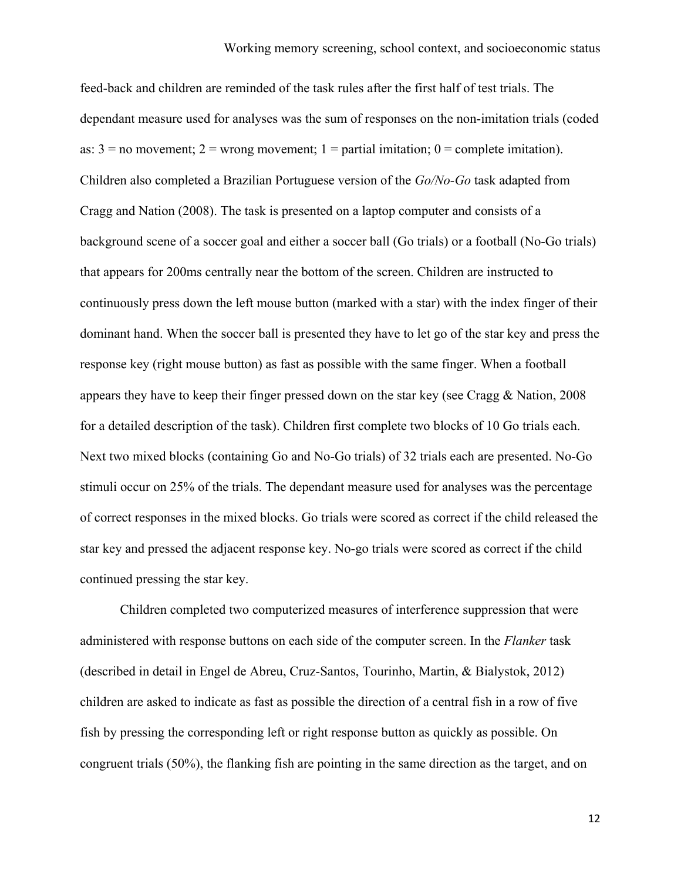feed-back and children are reminded of the task rules after the first half of test trials. The dependant measure used for analyses was the sum of responses on the non-imitation trials (coded as: 3 = no movement; 2 = wrong movement; 1 = partial imitation; 0 = complete imitation). Children also completed a Brazilian Portuguese version of the *Go/No-Go* task adapted from Cragg and Nation (2008). The task is presented on a laptop computer and consists of a background scene of a soccer goal and either a soccer ball (Go trials) or a football (No-Go trials) that appears for 200ms centrally near the bottom of the screen. Children are instructed to continuously press down the left mouse button (marked with a star) with the index finger of their dominant hand. When the soccer ball is presented they have to let go of the star key and press the response key (right mouse button) as fast as possible with the same finger. When a football appears they have to keep their finger pressed down on the star key (see Cragg & Nation, 2008 for a detailed description of the task). Children first complete two blocks of 10 Go trials each. Next two mixed blocks (containing Go and No-Go trials) of 32 trials each are presented. No-Go stimuli occur on 25% of the trials. The dependant measure used for analyses was the percentage of correct responses in the mixed blocks. Go trials were scored as correct if the child released the star key and pressed the adjacent response key. No-go trials were scored as correct if the child continued pressing the star key.

Children completed two computerized measures of interference suppression that were administered with response buttons on each side of the computer screen. In the *Flanker* task (described in detail in Engel de Abreu, Cruz-Santos, Tourinho, Martin, & Bialystok, 2012) children are asked to indicate as fast as possible the direction of a central fish in a row of five fish by pressing the corresponding left or right response button as quickly as possible. On congruent trials (50%), the flanking fish are pointing in the same direction as the target, and on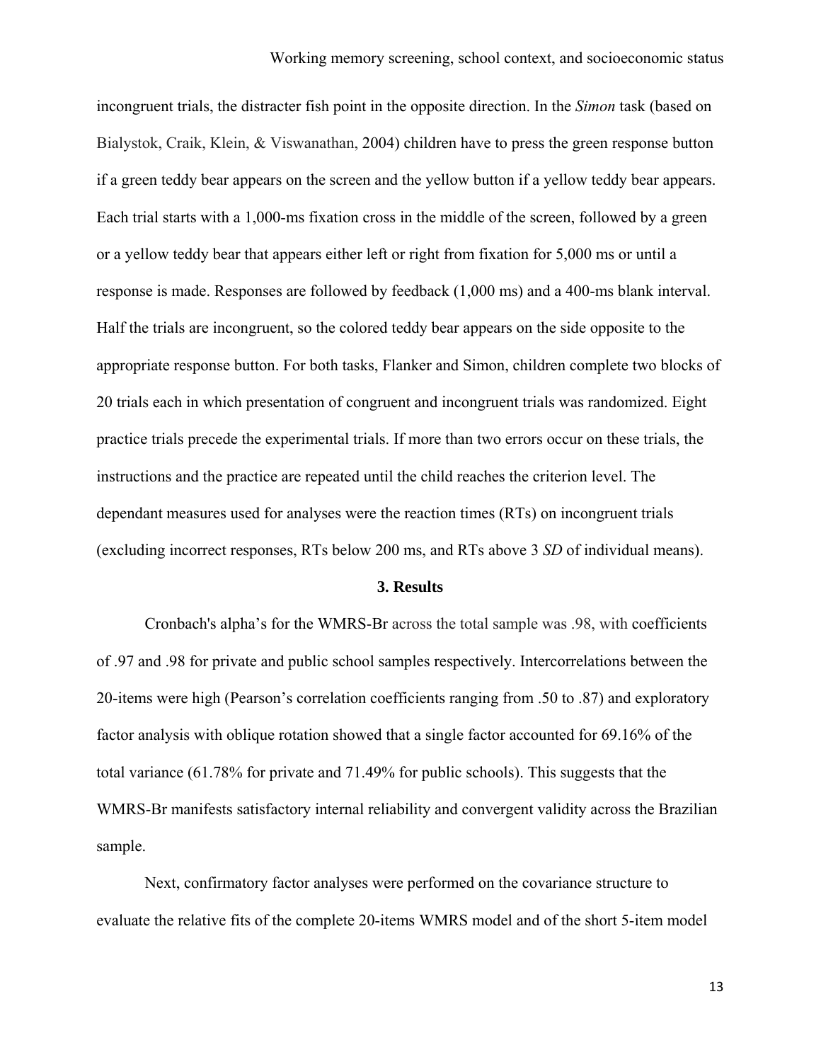incongruent trials, the distracter fish point in the opposite direction. In the *Simon* task (based on Bialystok, Craik, Klein, & Viswanathan, 2004) children have to press the green response button if a green teddy bear appears on the screen and the yellow button if a yellow teddy bear appears. Each trial starts with a 1,000-ms fixation cross in the middle of the screen, followed by a green or a yellow teddy bear that appears either left or right from fixation for 5,000 ms or until a response is made. Responses are followed by feedback (1,000 ms) and a 400-ms blank interval. Half the trials are incongruent, so the colored teddy bear appears on the side opposite to the appropriate response button. For both tasks, Flanker and Simon, children complete two blocks of 20 trials each in which presentation of congruent and incongruent trials was randomized. Eight practice trials precede the experimental trials. If more than two errors occur on these trials, the instructions and the practice are repeated until the child reaches the criterion level. The dependant measures used for analyses were the reaction times (RTs) on incongruent trials (excluding incorrect responses, RTs below 200 ms, and RTs above 3 *SD* of individual means).

## 3. Results

Cronbach's alpha's for the WMRS-Br across the total sample was .98, with coefficients of .97 and .98 for private and public school samples respectively. Intercorrelations between the 20-items were high (Pearson's correlation coefficients ranging from .50 to .87) and exploratory factor analysis with oblique rotation showed that a single factor accounted for 69.16% of the total variance (61.78% for private and 71.49% for public schools). This suggests that the WMRS-Br manifests satisfactory internal reliability and convergent validity across the Brazilian sample.

Next, confirmatory factor analyses were performed on the covariance structure to evaluate the relative fits of the complete 20-items WMRS model and of the short 5-item model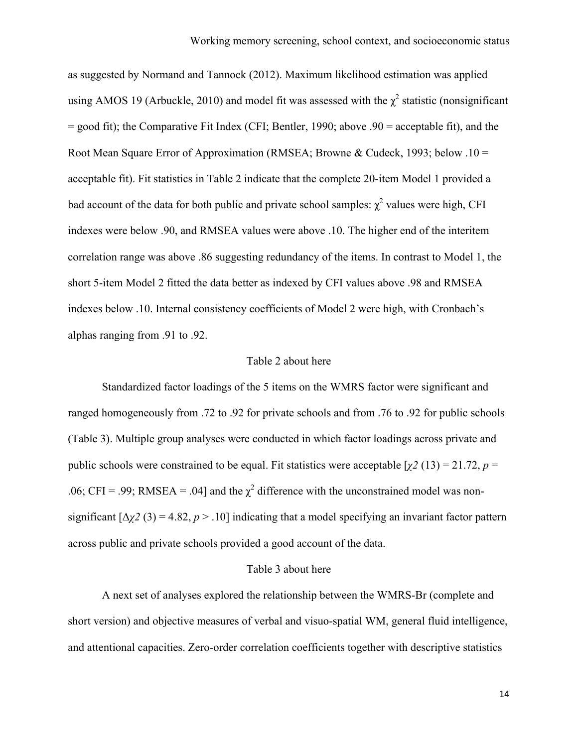as suggested by Normand and Tannock (2012). Maximum likelihood estimation was applied using AMOS 19 (Arbuckle, 2010) and model fit was assessed with the $\chi^2$ statistic (nonsignificant = good fit); the Comparative Fit Index (CFI; Bentler, 1990; above .90 = acceptable fit), and the Root Mean Square Error of Approximation (RMSEA; Browne & Cudeck, 1993; below .10 = acceptable fit). Fit statistics in Table 2 indicate that the complete 20-item Model 1 provided a bad account of the data for both public and private school samples: $\chi^2$ values were high, CFI indexes were below .90, and RMSEA values were above .10. The higher end of the interitem correlation range was above .86 suggesting redundancy of the items. In contrast to Model 1, the short 5-item Model 2 fitted the data better as indexed by CFI values above .98 and RMSEA indexes below .10. Internal consistency coefficients of Model 2 were high, with Cronbach's alphas ranging from .91 to .92.

Table 2 about here

Standardized factor loadings of the 5 items on the WMRS factor were significant and ranged homogeneously from .72 to .92 for private schools and from .76 to .92 for public schools (Table 3). Multiple group analyses were conducted in which factor loadings across private and public schools were constrained to be equal. Fit statistics were acceptable [$\chi^2$ (13) = 21.72, $p$ = .06; CFI = .99; RMSEA = .04] and the $\chi^2$ difference with the unconstrained model was non-significant [$\Delta\chi^2$ (3) = 4.82, $p > .10$] indicating that a model specifying an invariant factor pattern across public and private schools provided a good account of the data.

Table 3 about here

A next set of analyses explored the relationship between the WMRS-Br (complete and short version) and objective measures of verbal and visuo-spatial WM, general fluid intelligence, and attentional capacities. Zero-order correlation coefficients together with descriptive statistics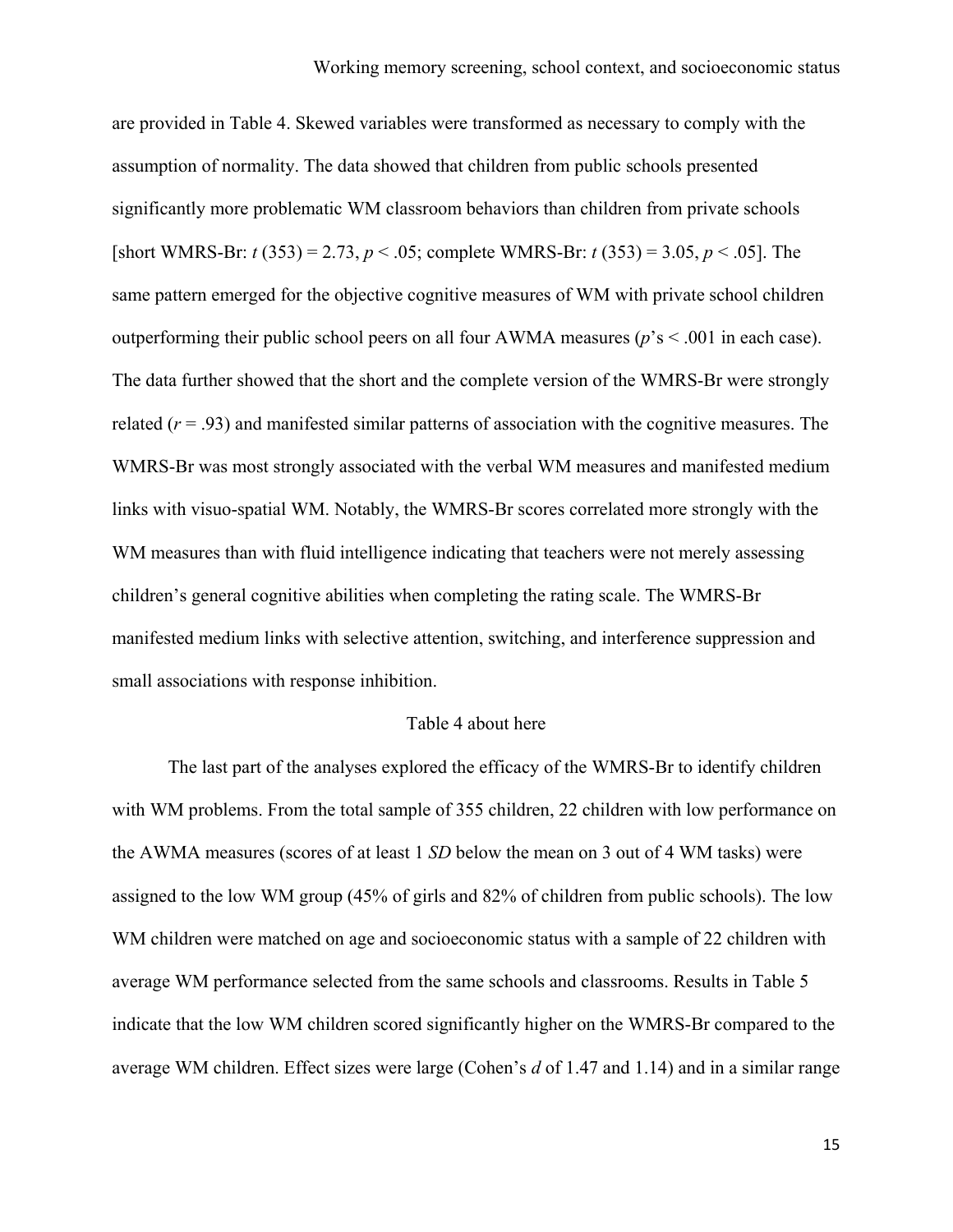are provided in Table 4. Skewed variables were transformed as necessary to comply with the assumption of normality. The data showed that children from public schools presented significantly more problematic WM classroom behaviors than children from private schools [short WMRS-Br: $t$ (353) = 2.73, $p < .05$; complete WMRS-Br: $t$ (353) = 3.05, $p < .05$]. The same pattern emerged for the objective cognitive measures of WM with private school children outperforming their public school peers on all four AWMA measures ($p$'s < .001 in each case). The data further showed that the short and the complete version of the WMRS-Br were strongly related ($r = .93$) and manifested similar patterns of association with the cognitive measures. The WMRS-Br was most strongly associated with the verbal WM measures and manifested medium links with visuo-spatial WM. Notably, the WMRS-Br scores correlated more strongly with the WM measures than with fluid intelligence indicating that teachers were not merely assessing children's general cognitive abilities when completing the rating scale. The WMRS-Br manifested medium links with selective attention, switching, and interference suppression and small associations with response inhibition.

Table 4 about here

The last part of the analyses explored the efficacy of the WMRS-Br to identify children with WM problems. From the total sample of 355 children, 22 children with low performance on the AWMA measures (scores of at least 1 *SD* below the mean on 3 out of 4 WM tasks) were assigned to the low WM group (45% of girls and 82% of children from public schools). The low WM children were matched on age and socioeconomic status with a sample of 22 children with average WM performance selected from the same schools and classrooms. Results in Table 5 indicate that the low WM children scored significantly higher on the WMRS-Br compared to the average WM children. Effect sizes were large (Cohen's $d$ of 1.47 and 1.14) and in a similar range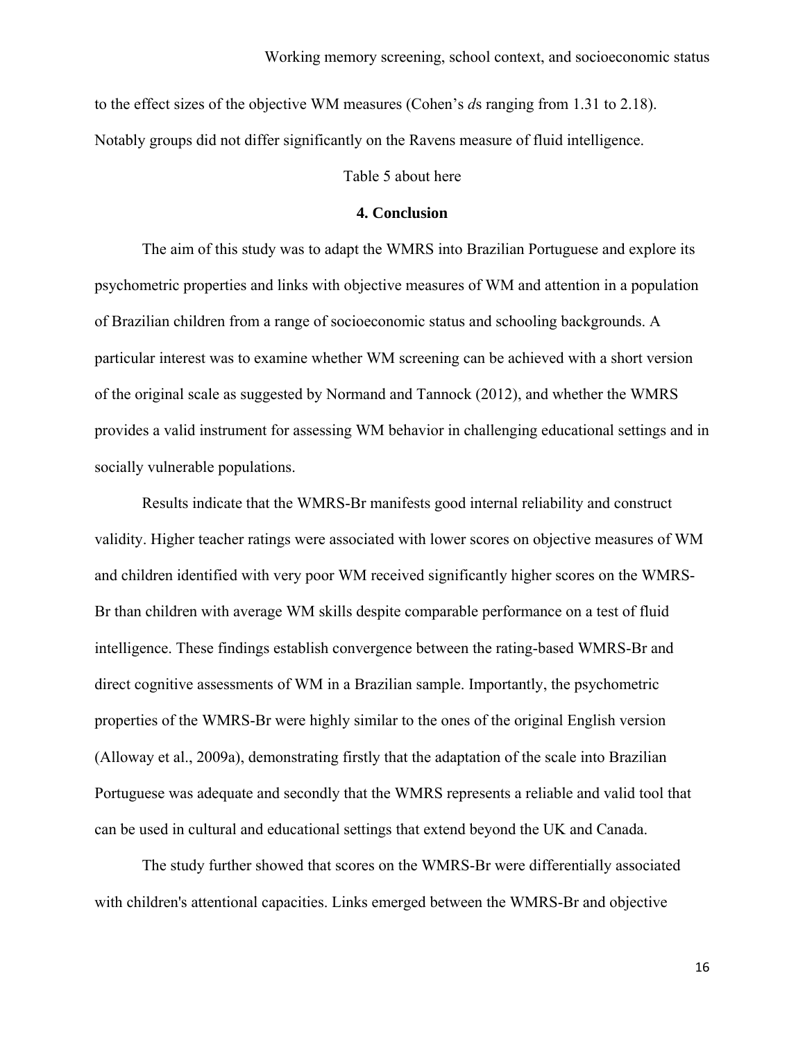to the effect sizes of the objective WM measures (Cohen's *d*s ranging from 1.31 to 2.18). Notably groups did not differ significantly on the Ravens measure of fluid intelligence.

Table 5 about here

## 4. Conclusion

The aim of this study was to adapt the WMRS into Brazilian Portuguese and explore its psychometric properties and links with objective measures of WM and attention in a population of Brazilian children from a range of socioeconomic status and schooling backgrounds. A particular interest was to examine whether WM screening can be achieved with a short version of the original scale as suggested by Normand and Tannock (2012), and whether the WMRS provides a valid instrument for assessing WM behavior in challenging educational settings and in socially vulnerable populations.

Results indicate that the WMRS-Br manifests good internal reliability and construct validity. Higher teacher ratings were associated with lower scores on objective measures of WM and children identified with very poor WM received significantly higher scores on the WMRS-Br than children with average WM skills despite comparable performance on a test of fluid intelligence. These findings establish convergence between the rating-based WMRS-Br and direct cognitive assessments of WM in a Brazilian sample. Importantly, the psychometric properties of the WMRS-Br were highly similar to the ones of the original English version (Alloway et al., 2009a), demonstrating firstly that the adaptation of the scale into Brazilian Portuguese was adequate and secondly that the WMRS represents a reliable and valid tool that can be used in cultural and educational settings that extend beyond the UK and Canada.

The study further showed that scores on the WMRS-Br were differentially associated with children's attentional capacities. Links emerged between the WMRS-Br and objective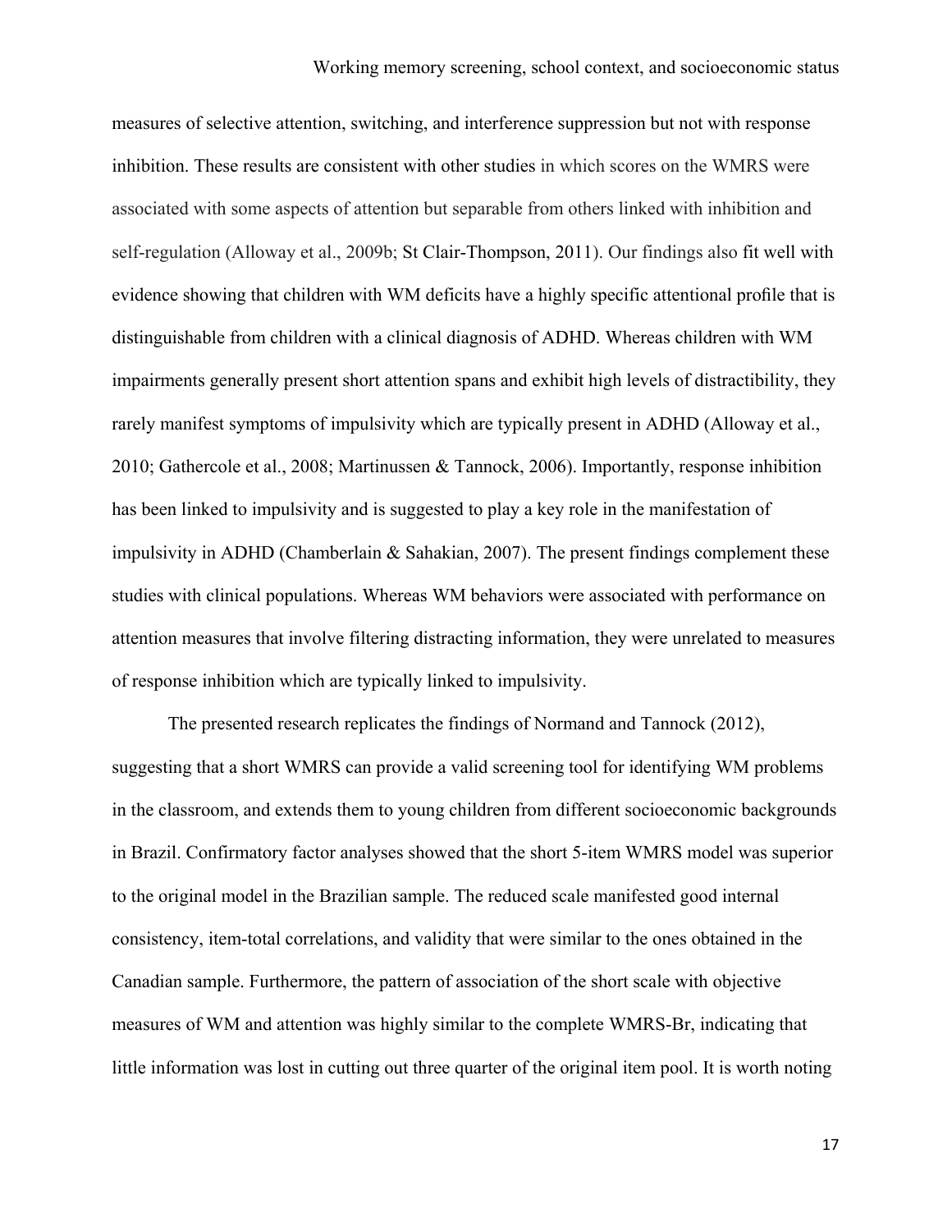measures of selective attention, switching, and interference suppression but not with response inhibition. These results are consistent with other studies in which scores on the WMRS were associated with some aspects of attention but separable from others linked with inhibition and self-regulation (Alloway et al., 2009b; St Clair-Thompson, 2011). Our findings also fit well with evidence showing that children with WM deficits have a highly specific attentional profile that is distinguishable from children with a clinical diagnosis of ADHD. Whereas children with WM impairments generally present short attention spans and exhibit high levels of distractibility, they rarely manifest symptoms of impulsivity which are typically present in ADHD (Alloway et al., 2010; Gathercole et al., 2008; Martinussen & Tannock, 2006). Importantly, response inhibition has been linked to impulsivity and is suggested to play a key role in the manifestation of impulsivity in ADHD (Chamberlain & Sahakian, 2007). The present findings complement these studies with clinical populations. Whereas WM behaviors were associated with performance on attention measures that involve filtering distracting information, they were unrelated to measures of response inhibition which are typically linked to impulsivity.

The presented research replicates the findings of Normand and Tannock (2012), suggesting that a short WMRS can provide a valid screening tool for identifying WM problems in the classroom, and extends them to young children from different socioeconomic backgrounds in Brazil. Confirmatory factor analyses showed that the short 5-item WMRS model was superior to the original model in the Brazilian sample. The reduced scale manifested good internal consistency, item-total correlations, and validity that were similar to the ones obtained in the Canadian sample. Furthermore, the pattern of association of the short scale with objective measures of WM and attention was highly similar to the complete WMRS-Br, indicating that little information was lost in cutting out three quarter of the original item pool. It is worth noting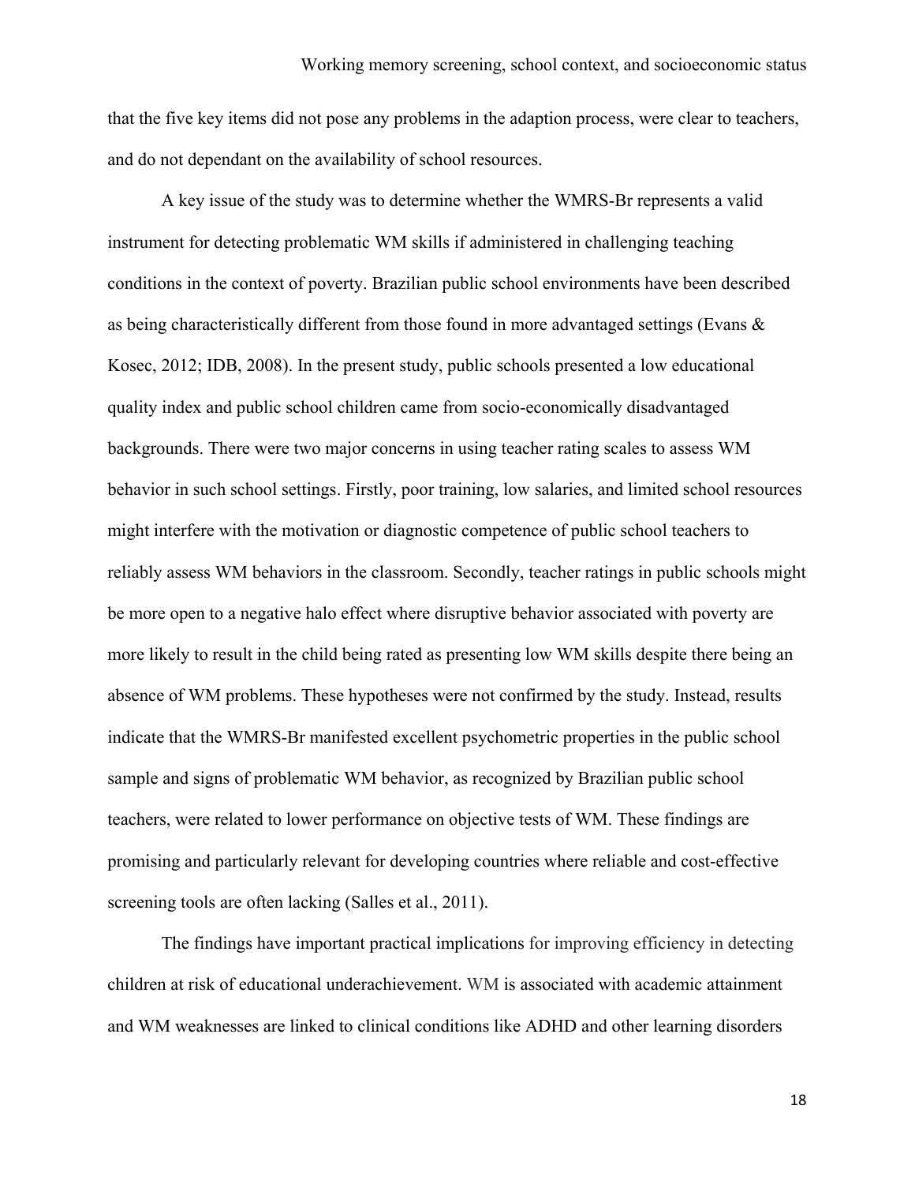that the five key items did not pose any problems in the adaption process, were clear to teachers, and do not dependant on the availability of school resources.

A key issue of the study was to determine whether the WMRS-Br represents a valid instrument for detecting problematic WM skills if administered in challenging teaching conditions in the context of poverty. Brazilian public school environments have been described as being characteristically different from those found in more advantaged settings (Evans & Kosec, 2012; IDB, 2008). In the present study, public schools presented a low educational quality index and public school children came from socio-economically disadvantaged backgrounds. There were two major concerns in using teacher rating scales to assess WM behavior in such school settings. Firstly, poor training, low salaries, and limited school resources might interfere with the motivation or diagnostic competence of public school teachers to reliably assess WM behaviors in the classroom. Secondly, teacher ratings in public schools might be more open to a negative halo effect where disruptive behavior associated with poverty are more likely to result in the child being rated as presenting low WM skills despite there being an absence of WM problems. These hypotheses were not confirmed by the study. Instead, results indicate that the WMRS-Br manifested excellent psychometric properties in the public school sample and signs of problematic WM behavior, as recognized by Brazilian public school teachers, were related to lower performance on objective tests of WM. These findings are promising and particularly relevant for developing countries where reliable and cost-effective screening tools are often lacking (Salles et al., 2011).

The findings have important practical implications for improving efficiency in detecting children at risk of educational underachievement. WM is associated with academic attainment and WM weaknesses are linked to clinical conditions like ADHD and other learning disorders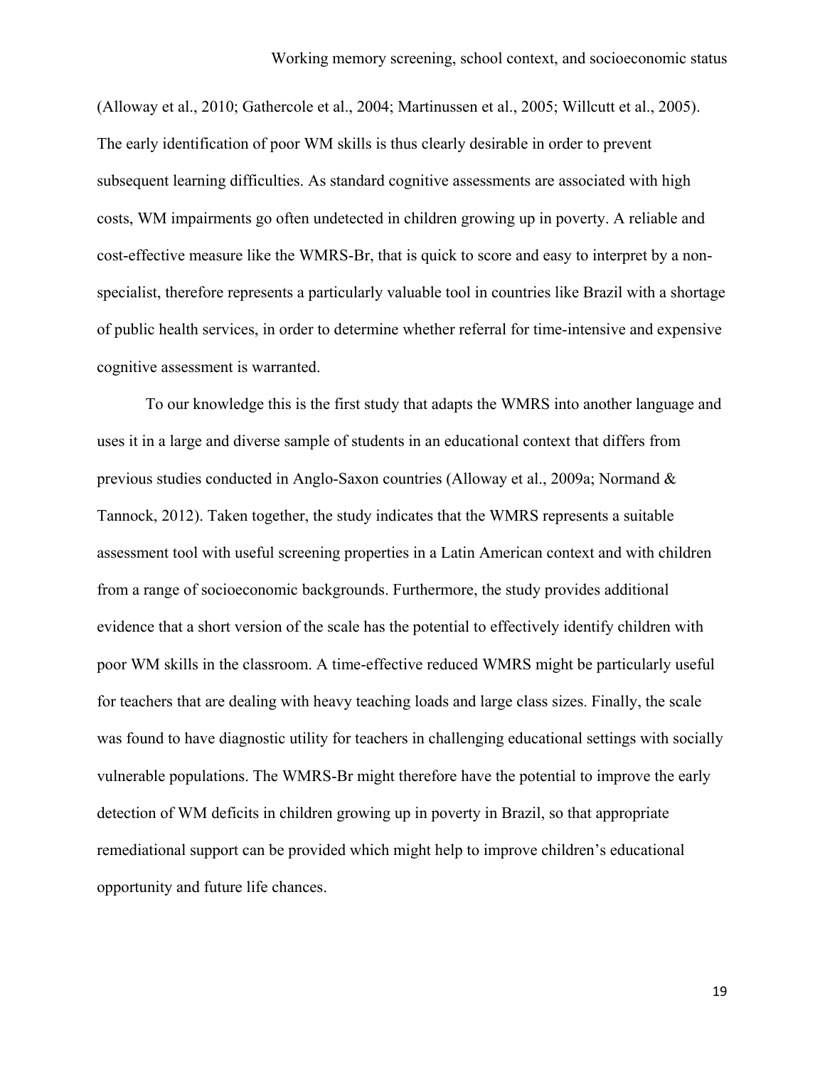(Alloway et al., 2010; Gathercole et al., 2004; Martinussen et al., 2005; Willcutt et al., 2005). The early identification of poor WM skills is thus clearly desirable in order to prevent subsequent learning difficulties. As standard cognitive assessments are associated with high costs, WM impairments go often undetected in children growing up in poverty. A reliable and cost-effective measure like the WMRS-Br, that is quick to score and easy to interpret by a non-specialist, therefore represents a particularly valuable tool in countries like Brazil with a shortage of public health services, in order to determine whether referral for time-intensive and expensive cognitive assessment is warranted.

To our knowledge this is the first study that adapts the WMRS into another language and uses it in a large and diverse sample of students in an educational context that differs from previous studies conducted in Anglo-Saxon countries (Alloway et al., 2009a; Normand & Tannock, 2012). Taken together, the study indicates that the WMRS represents a suitable assessment tool with useful screening properties in a Latin American context and with children from a range of socioeconomic backgrounds. Furthermore, the study provides additional evidence that a short version of the scale has the potential to effectively identify children with poor WM skills in the classroom. A time-effective reduced WMRS might be particularly useful for teachers that are dealing with heavy teaching loads and large class sizes. Finally, the scale was found to have diagnostic utility for teachers in challenging educational settings with socially vulnerable populations. The WMRS-Br might therefore have the potential to improve the early detection of WM deficits in children growing up in poverty in Brazil, so that appropriate remediational support can be provided which might help to improve children's educational opportunity and future life chances.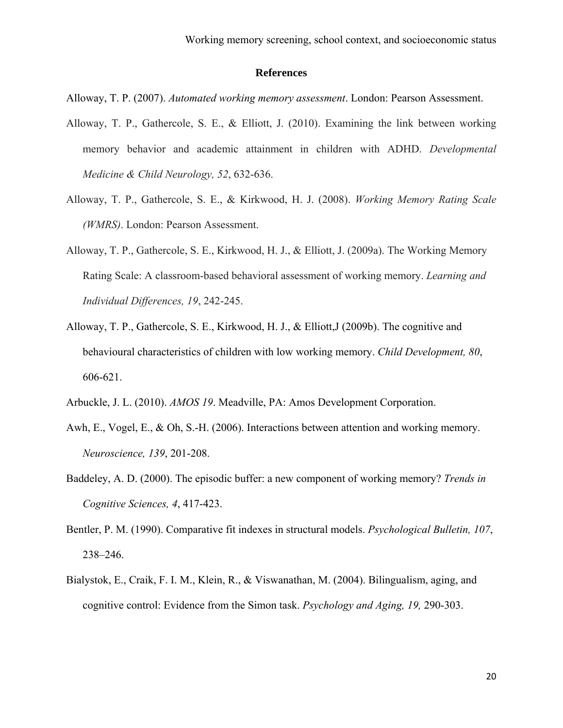## References

Alloway, T. P. (2007). *Automated working memory assessment*. London: Pearson Assessment.

Alloway, T. P., Gathercole, S. E., & Elliott, J. (2010). Examining the link between working memory behavior and academic attainment in children with ADHD. *Developmental Medicine & Child Neurology, 52*, 632-636.

Alloway, T. P., Gathercole, S. E., & Kirkwood, H. J. (2008). *Working Memory Rating Scale (WMRS)*. London: Pearson Assessment.

Alloway, T. P., Gathercole, S. E., Kirkwood, H. J., & Elliott, J. (2009a). The Working Memory Rating Scale: A classroom-based behavioral assessment of working memory. *Learning and Individual Differences, 19*, 242-245.

Alloway, T. P., Gathercole, S. E., Kirkwood, H. J., & Elliott,J (2009b). The cognitive and behavioural characteristics of children with low working memory. *Child Development, 80*, 606-621.

Arbuckle, J. L. (2010). *AMOS 19*. Meadville, PA: Amos Development Corporation.

Awh, E., Vogel, E., & Oh, S.-H. (2006). Interactions between attention and working memory. *Neuroscience, 139*, 201-208.

Baddeley, A. D. (2000). The episodic buffer: a new component of working memory? *Trends in Cognitive Sciences, 4*, 417-423.

Bentler, P. M. (1990). Comparative fit indexes in structural models. *Psychological Bulletin, 107*, 238–246.

Bialystok, E., Craik, F. I. M., Klein, R., & Viswanathan, M. (2004). Bilingualism, aging, and cognitive control: Evidence from the Simon task. *Psychology and Aging, 19,* 290-303.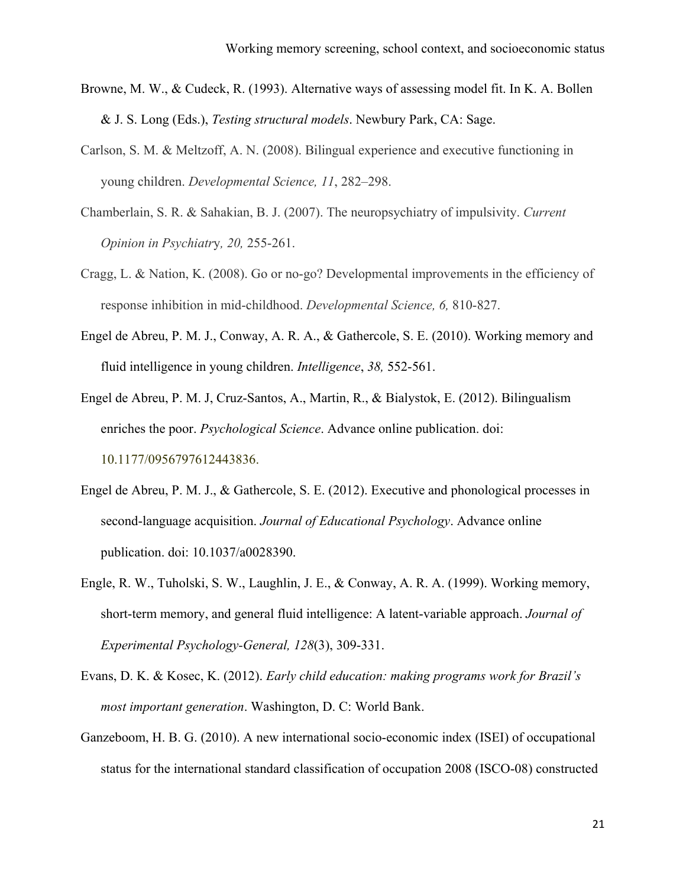Browne, M. W., & Cudeck, R. (1993). Alternative ways of assessing model fit. In K. A. Bollen & J. S. Long (Eds.), *Testing structural models*. Newbury Park, CA: Sage.

Carlson, S. M. & Meltzoff, A. N. (2008). Bilingual experience and executive functioning in young children. *Developmental Science, 11*, 282–298.

Chamberlain, S. R. & Sahakian, B. J. (2007). The neuropsychiatry of impulsivity. *Current Opinion in Psychiatry, 20,* 255-261.

Cragg, L. & Nation, K. (2008). Go or no-go? Developmental improvements in the efficiency of response inhibition in mid-childhood. *Developmental Science, 6,* 810-827.

Engel de Abreu, P. M. J., Conway, A. R. A., & Gathercole, S. E. (2010). Working memory and fluid intelligence in young children. *Intelligence*, *38,* 552-561.

Engel de Abreu, P. M. J, Cruz-Santos, A., Martin, R., & Bialystok, E. (2012). Bilingualism enriches the poor. *Psychological Science*. Advance online publication. doi: 10.1177/0956797612443836.

Engel de Abreu, P. M. J., & Gathercole, S. E. (2012). Executive and phonological processes in second-language acquisition. *Journal of Educational Psychology*. Advance online publication. doi: 10.1037/a0028390.

Engle, R. W., Tuholski, S. W., Laughlin, J. E., & Conway, A. R. A. (1999). Working memory, short-term memory, and general fluid intelligence: A latent-variable approach. *Journal of Experimental Psychology-General, 128*(3), 309-331.

Evans, D. K. & Kosec, K. (2012). *Early child education: making programs work for Brazil's most important generation*. Washington, D. C: World Bank.

Ganzeboom, H. B. G. (2010). A new international socio-economic index (ISEI) of occupational status for the international standard classification of occupation 2008 (ISCO-08) constructed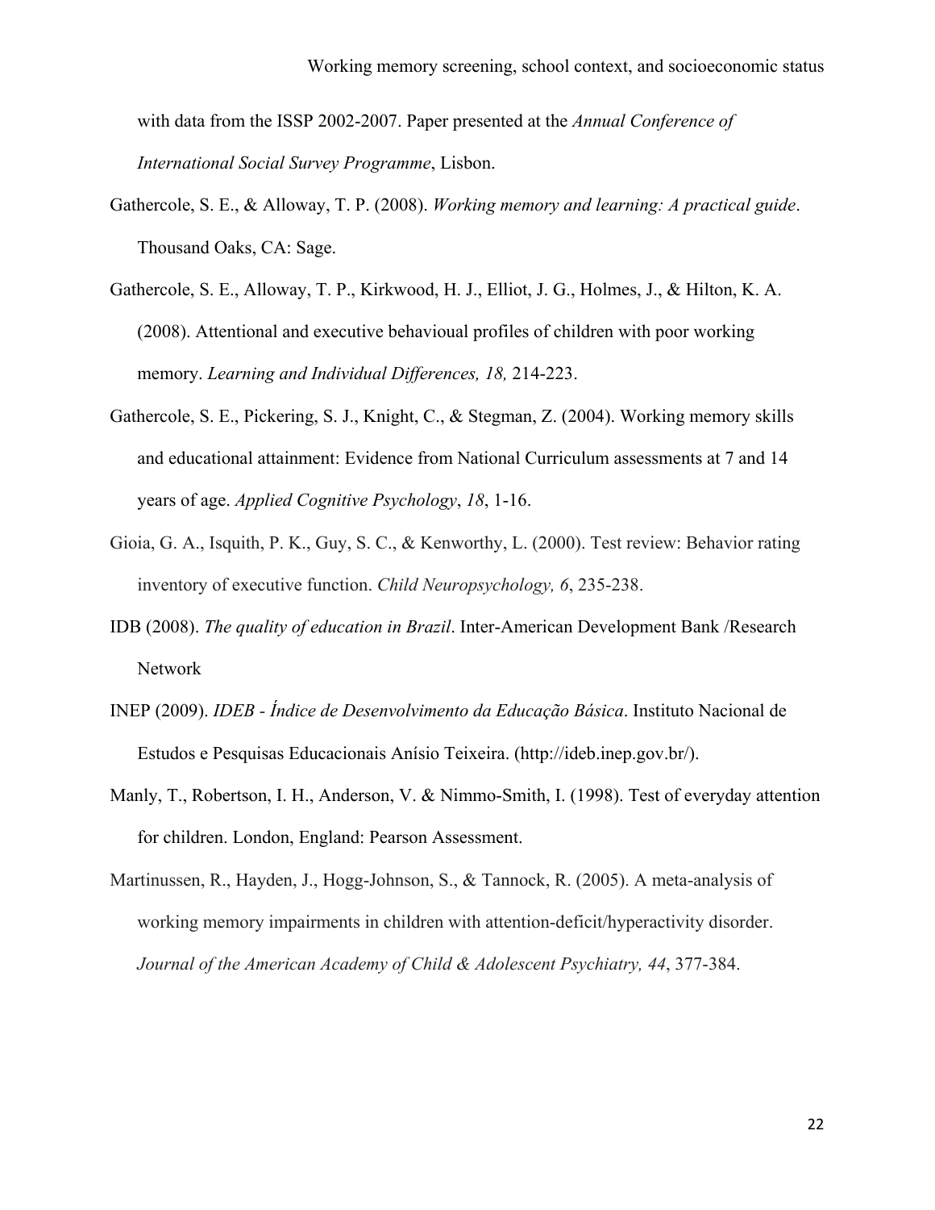with data from the ISSP 2002-2007. Paper presented at the *Annual Conference of International Social Survey Programme*, Lisbon.

Gathercole, S. E., & Alloway, T. P. (2008). *Working memory and learning: A practical guide*. Thousand Oaks, CA: Sage.

Gathercole, S. E., Alloway, T. P., Kirkwood, H. J., Elliot, J. G., Holmes, J., & Hilton, K. A. (2008). Attentional and executive behavioual profiles of children with poor working memory. *Learning and Individual Differences, 18,* 214-223.

Gathercole, S. E., Pickering, S. J., Knight, C., & Stegman, Z. (2004). Working memory skills and educational attainment: Evidence from National Curriculum assessments at 7 and 14 years of age. *Applied Cognitive Psychology*, *18*, 1-16.

Gioia, G. A., Isquith, P. K., Guy, S. C., & Kenworthy, L. (2000). Test review: Behavior rating inventory of executive function. *Child Neuropsychology, 6*, 235-238.

IDB (2008). *The quality of education in Brazil*. Inter-American Development Bank /Research Network

INEP (2009). *IDEB - Índice de Desenvolvimento da Educação Básica*. Instituto Nacional de Estudos e Pesquisas Educacionais Anísio Teixeira. (http://ideb.inep.gov.br/).

Manly, T., Robertson, I. H., Anderson, V. & Nimmo-Smith, I. (1998). Test of everyday attention for children. London, England: Pearson Assessment.

Martinussen, R., Hayden, J., Hogg-Johnson, S., & Tannock, R. (2005). A meta-analysis of working memory impairments in children with attention-deficit/hyperactivity disorder. *Journal of the American Academy of Child & Adolescent Psychiatry, 44*, 377-384.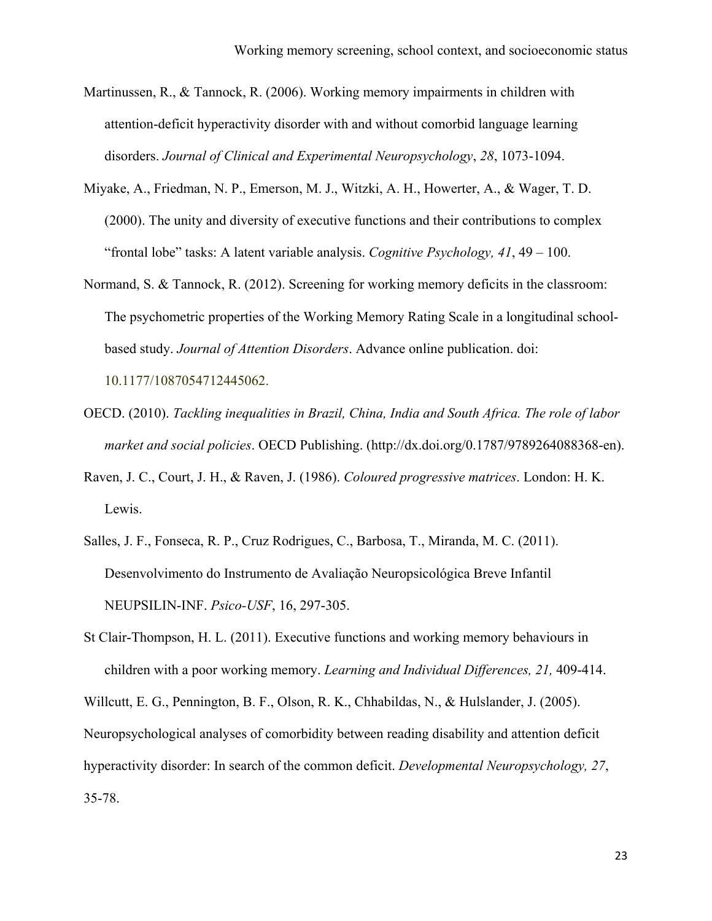Martinussen, R., & Tannock, R. (2006). Working memory impairments in children with attention-deficit hyperactivity disorder with and without comorbid language learning disorders. *Journal of Clinical and Experimental Neuropsychology*, *28*, 1073-1094.

Miyake, A., Friedman, N. P., Emerson, M. J., Witzki, A. H., Howerter, A., & Wager, T. D. (2000). The unity and diversity of executive functions and their contributions to complex "frontal lobe" tasks: A latent variable analysis. *Cognitive Psychology, 41*, 49 – 100.

Normand, S. & Tannock, R. (2012). Screening for working memory deficits in the classroom: The psychometric properties of the Working Memory Rating Scale in a longitudinal school-based study. *Journal of Attention Disorders*. Advance online publication. doi: 10.1177/1087054712445062.

OECD. (2010). *Tackling inequalities in Brazil, China, India and South Africa. The role of labor market and social policies*. OECD Publishing. (http://dx.doi.org/0.1787/9789264088368-en).

Raven, J. C., Court, J. H., & Raven, J. (1986). *Coloured progressive matrices*. London: H. K. Lewis.

Salles, J. F., Fonseca, R. P., Cruz Rodrigues, C., Barbosa, T., Miranda, M. C. (2011). Desenvolvimento do Instrumento de Avaliação Neuropsicológica Breve Infantil NEUPSILIN-INF. *Psico-USF*, 16, 297-305.

St Clair-Thompson, H. L. (2011). Executive functions and working memory behaviours in children with a poor working memory. *Learning and Individual Differences, 21,* 409-414.

Willcutt, E. G., Pennington, B. F., Olson, R. K., Chhabildas, N., & Hulslander, J. (2005). Neuropsychological analyses of comorbidity between reading disability and attention deficit hyperactivity disorder: In search of the common deficit. *Developmental Neuropsychology, 27*, 35-78.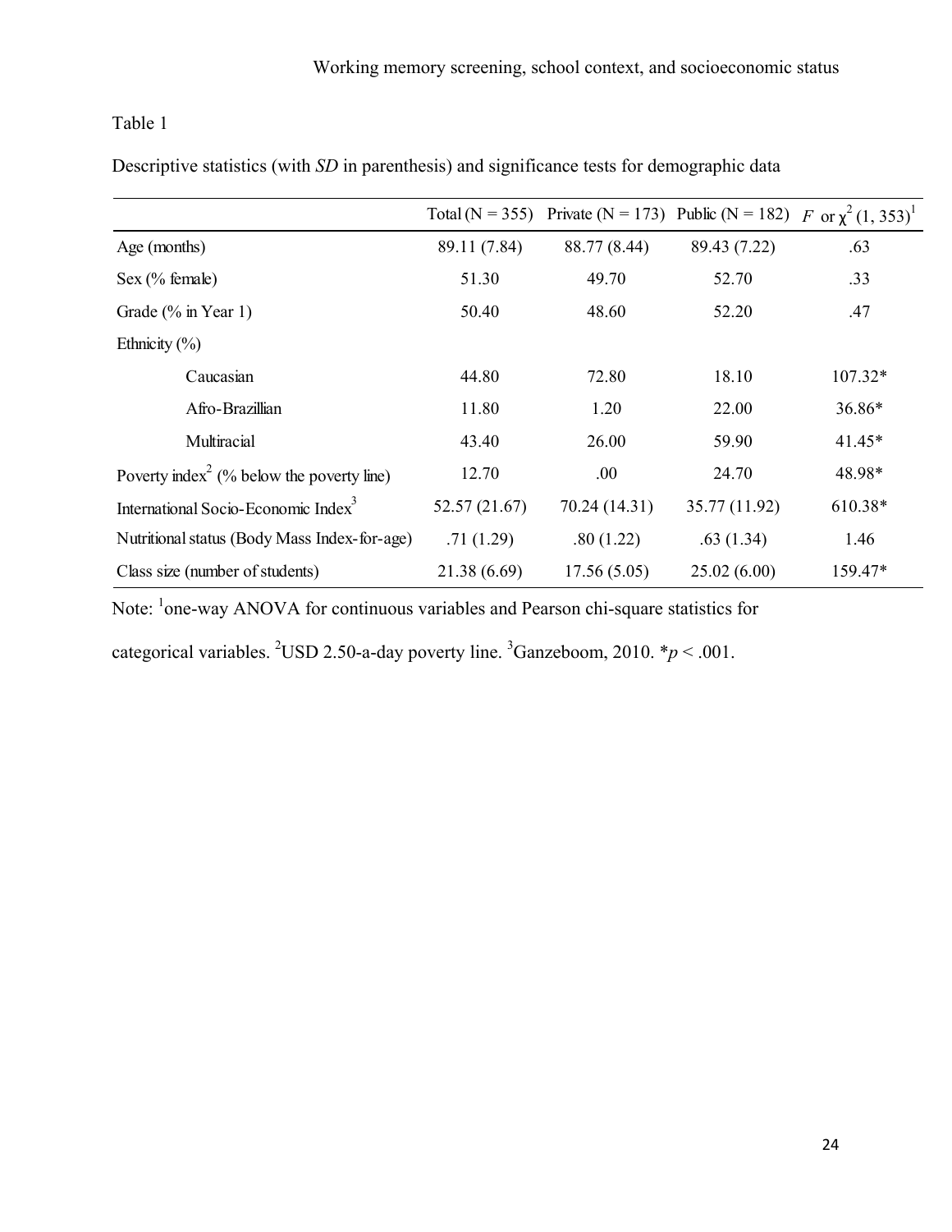Table 1

Descriptive statistics (with *SD* in parenthesis) and significance tests for demographic data

| | Total (N = 355) | Private (N = 173) | Public (N = 182) | $F$ or $\chi^2$ (1, 353)[1] |
|---|---|---|---|---|
| Age (months) | 89.11 (7.84) | 88.77 (8.44) | 89.43 (7.22) | .63 |
| Sex (% female) | 51.30 | 49.70 | 52.70 | .33 |
| Grade (% in Year 1) | 50.40 | 48.60 | 52.20 | .47 |
| Ethnicity (%) | | | | |
| Caucasian | 44.80 | 72.80 | 18.10 | 107.32* |
| Afro-Brazillian | 11.80 | 1.20 | 22.00 | 36.86* |
| Multiracial | 43.40 | 26.00 | 59.90 | 41.45* |
| Poverty index[2] (% below the poverty line) | 12.70 | .00 | 24.70 | 48.98* |
| International Socio-Economic Index[3] | 52.57 (21.67) | 70.24 (14.31) | 35.77 (11.92) | 610.38* |
| Nutritional status (Body Mass Index-for-age) | .71 (1.29) | .80 (1.22) | .63 (1.34) | 1.46 |
| Class size (number of students) | 21.38 (6.69) | 17.56 (5.05) | 25.02 (6.00) | 159.47* |

Note: [1]one-way ANOVA for continuous variables and Pearson chi-square statistics for categorical variables. [2]USD 2.50-a-day poverty line. [3]Ganzeboom, 2010. *$p < .001$.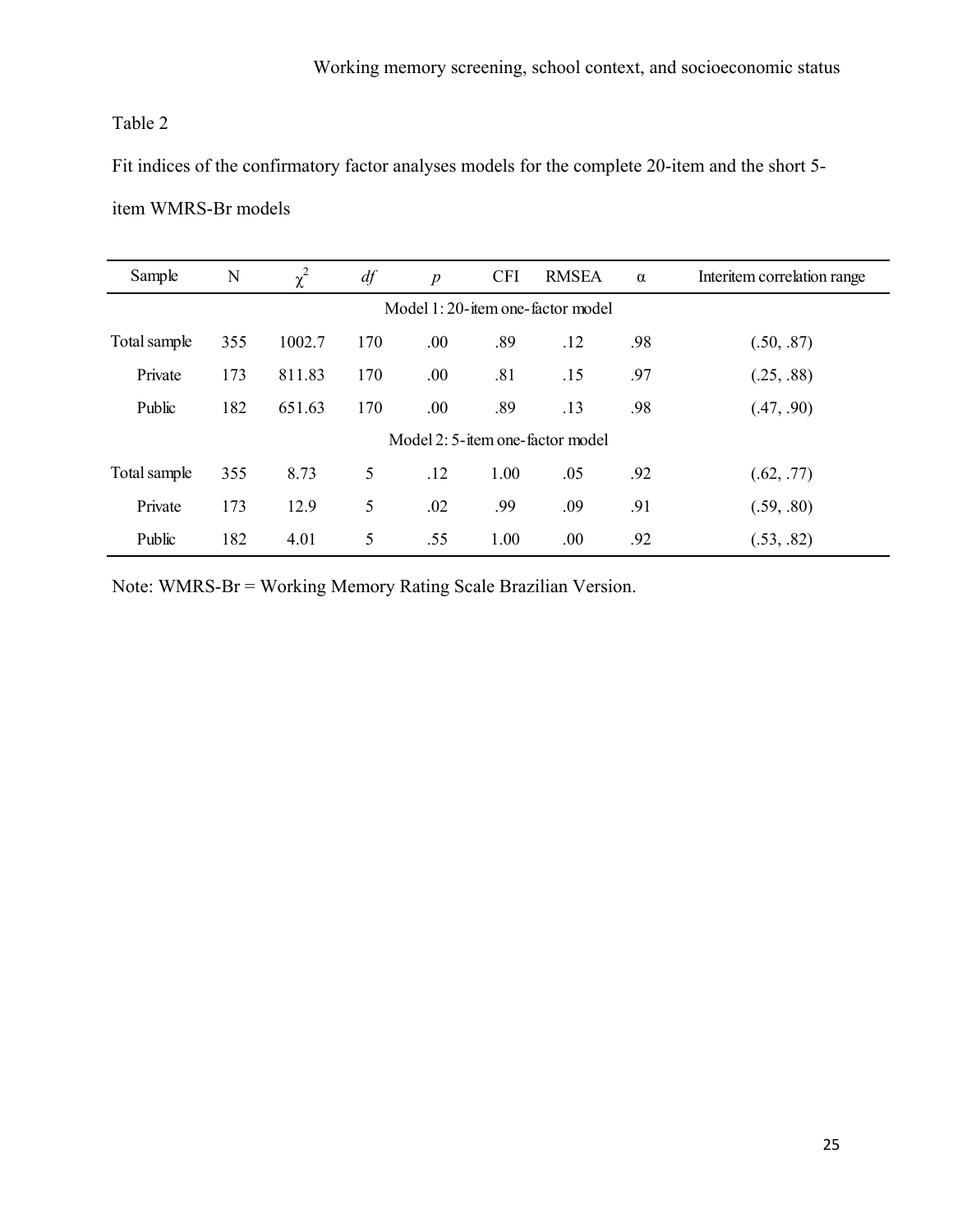Table 2

Fit indices of the confirmatory factor analyses models for the complete 20-item and the short 5-item WMRS-Br models

| Sample | N | $\chi^2$ | *df* | *p* | CFI | RMSEA | α | Interitem correlation range |
|---|---|---|---|---|---|---|---|---|
| Model 1: 20-item one-factor model | | | | | | | | |
| Total sample | 355 | 1002.7 | 170 | .00 | .89 | .12 | .98 | (.50, .87) |
| Private | 173 | 811.83 | 170 | .00 | .81 | .15 | .97 | (.25, .88) |
| Public | 182 | 651.63 | 170 | .00 | .89 | .13 | .98 | (.47, .90) |
| Model 2: 5-item one-factor model | | | | | | | | |
| Total sample | 355 | 8.73 | 5 | .12 | 1.00 | .05 | .92 | (.62, .77) |
| Private | 173 | 12.9 | 5 | .02 | .99 | .09 | .91 | (.59, .80) |
| Public | 182 | 4.01 | 5 | .55 | 1.00 | .00 | .92 | (.53, .82) |

Note: WMRS-Br = Working Memory Rating Scale Brazilian Version.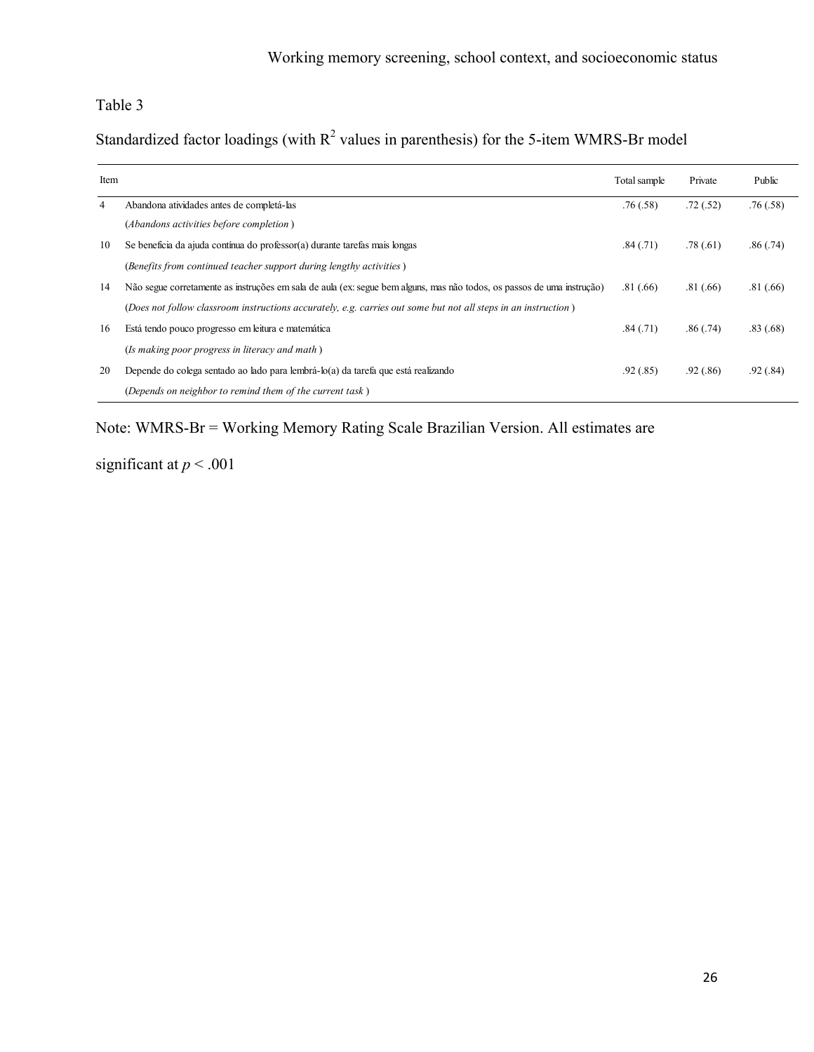Table 3

Standardized factor loadings (with $R^2$ values in parenthesis) for the 5-item WMRS-Br model

| Item | | Total sample | Private | Public |
|---|---|---|---|---|
| 4 | Abandona atividades antes de completá-las | .76 (.58) | .72 (.52) | .76 (.58) |
| | (*Abandons activities before completion*) | | | |
| 10 | Se beneficia da ajuda contínua do professor(a) durante tarefas mais longas | .84 (.71) | .78 (.61) | .86 (.74) |
| | (*Benefits from continued teacher support during lengthy activities*) | | | |
| 14 | Não segue corretamente as instruções em sala de aula (ex: segue bem alguns, mas não todos, os passos de uma instrução) | .81 (.66) | .81 (.66) | .81 (.66) |
| | (*Does not follow classroom instructions accurately, e.g. carries out some but not all steps in an instruction*) | | | |
| 16 | Está tendo pouco progresso em leitura e matemática | .84 (.71) | .86 (.74) | .83 (.68) |
| | (*Is making poor progress in literacy and math*) | | | |
| 20 | Depende do colega sentado ao lado para lembrá-lo(a) da tarefa que está realizando | .92 (.85) | .92 (.86) | .92 (.84) |
| | (*Depends on neighbor to remind them of the current task*) | | | |

Note: WMRS-Br = Working Memory Rating Scale Brazilian Version. All estimates are significant at $p < .001$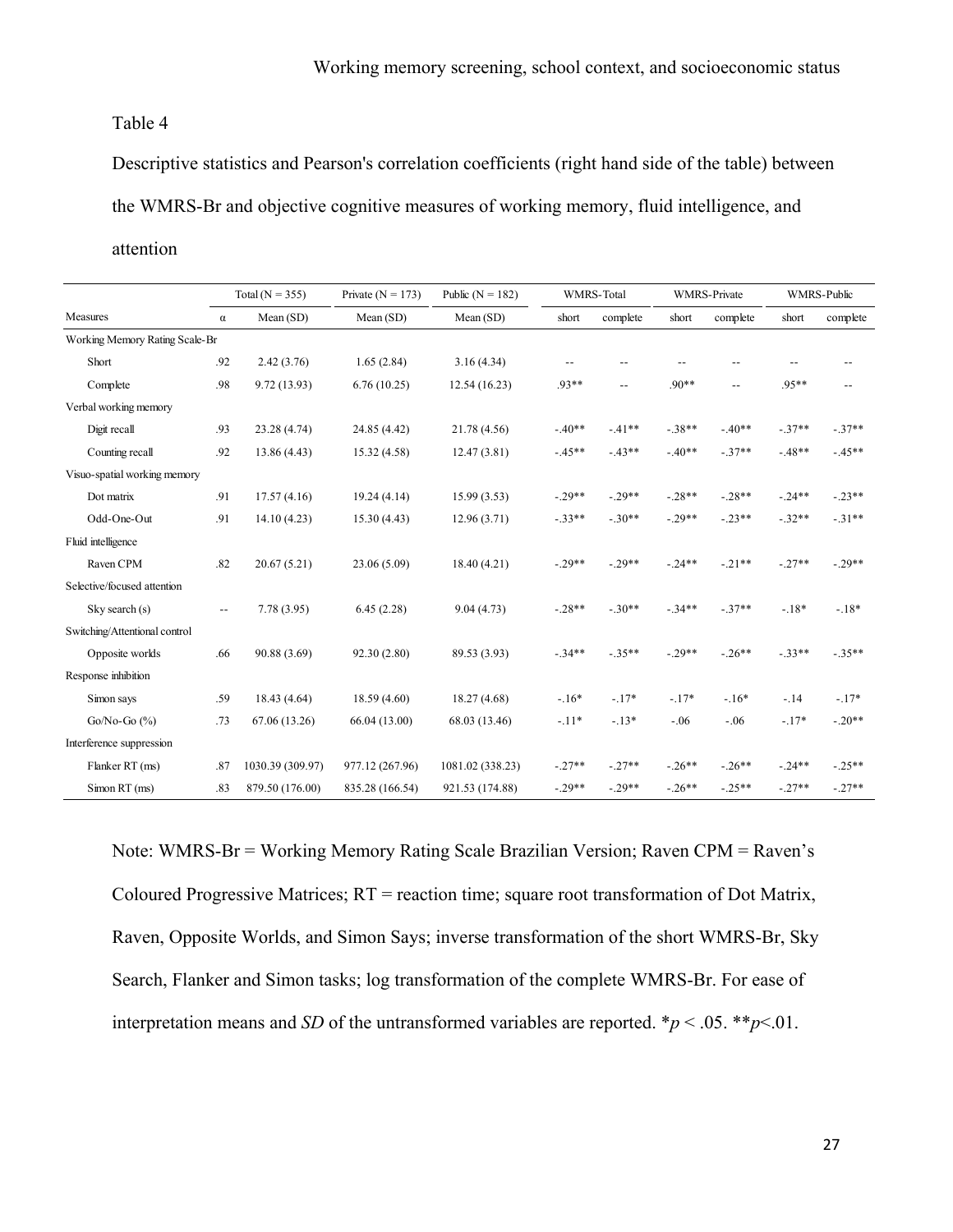Table 4

Descriptive statistics and Pearson's correlation coefficients (right hand side of the table) between the WMRS-Br and objective cognitive measures of working memory, fluid intelligence, and attention

| | | Total (N = 355) | Private (N = 173) | Public (N = 182) | WMRS-Total | | WMRS-Private | | WMRS-Public | |
|---|---|---|---|---|---|---|---|---|---|---|
| Measures | α | Mean (SD) | Mean (SD) | Mean (SD) | short | complete | short | complete | short | complete |
| Working Memory Rating Scale-Br | | | | | | | | | | |
| Short | .92 | 2.42 (3.76) | 1.65 (2.84) | 3.16 (4.34) | -- | -- | -- | -- | -- | -- |
| Complete | .98 | 9.72 (13.93) | 6.76 (10.25) | 12.54 (16.23) | .93** | -- | .90** | -- | .95** | -- |
| Verbal working memory | | | | | | | | | | |
| Digit recall | .93 | 23.28 (4.74) | 24.85 (4.42) | 21.78 (4.56) | -.40** | -.41** | -.38** | -.40** | -.37** | -.37** |
| Counting recall | .92 | 13.86 (4.43) | 15.32 (4.58) | 12.47 (3.81) | -.45** | -.43** | -.40** | -.37** | -.48** | -.45** |
| Visuo-spatial working memory | | | | | | | | | | |
| Dot matrix | .91 | 17.57 (4.16) | 19.24 (4.14) | 15.99 (3.53) | -.29** | -.29** | -.28** | -.28** | -.24** | -.23** |
| Odd-One-Out | .91 | 14.10 (4.23) | 15.30 (4.43) | 12.96 (3.71) | -.33** | -.30** | -.29** | -.23** | -.32** | -.31** |
| Fluid intelligence | | | | | | | | | | |
| Raven CPM | .82 | 20.67 (5.21) | 23.06 (5.09) | 18.40 (4.21) | -.29** | -.29** | -.24** | -.21** | -.27** | -.29** |
| Selective/focused attention | | | | | | | | | | |
| Sky search (s) | -- | 7.78 (3.95) | 6.45 (2.28) | 9.04 (4.73) | -.28** | -.30** | -.34** | -.37** | -.18* | -.18* |
| Switching/Attentional control | | | | | | | | | | |
| Opposite worlds | .66 | 90.88 (3.69) | 92.30 (2.80) | 89.53 (3.93) | -.34** | -.35** | -.29** | -.26** | -.33** | -.35** |
| Response inhibition | | | | | | | | | | |
| Simon says | .59 | 18.43 (4.64) | 18.59 (4.60) | 18.27 (4.68) | -.16* | -.17* | -.17* | -.16* | -.14 | -.17* |
| Go/No-Go (%) | .73 | 67.06 (13.26) | 66.04 (13.00) | 68.03 (13.46) | -.11* | -.13* | -.06 | -.06 | -.17* | -.20** |
| Interference suppression | | | | | | | | | | |
| Flanker RT (ms) | .87 | 1030.39 (309.97) | 977.12 (267.96) | 1081.02 (338.23) | -.27** | -.27** | -.26** | -.26** | -.24** | -.25** |
| Simon RT (ms) | .83 | 879.50 (176.00) | 835.28 (166.54) | 921.53 (174.88) | -.29** | -.29** | -.26** | -.25** | -.27** | -.27** |

Note: WMRS-Br = Working Memory Rating Scale Brazilian Version; Raven CPM = Raven's Coloured Progressive Matrices; RT = reaction time; square root transformation of Dot Matrix, Raven, Opposite Worlds, and Simon Says; inverse transformation of the short WMRS-Br, Sky Search, Flanker and Simon tasks; log transformation of the complete WMRS-Br. For ease of interpretation means and *SD* of the untransformed variables are reported. \*$p < .05$. \*\*$p < .01$.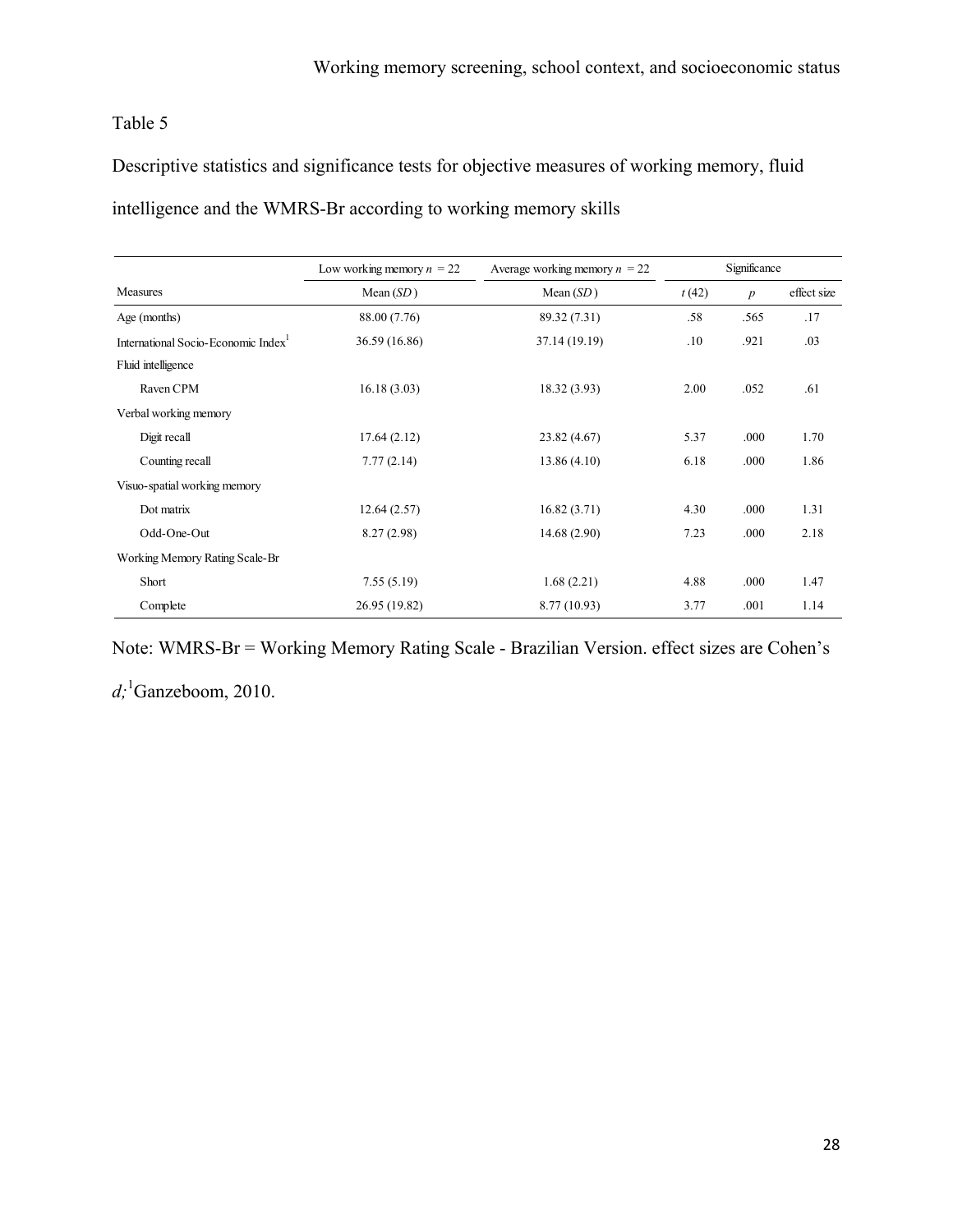Table 5

Descriptive statistics and significance tests for objective measures of working memory, fluid intelligence and the WMRS-Br according to working memory skills

| | Low working memory $n$ = 22 | Average working memory $n$ = 22 | Significance | | |
|---|---|---|---|---|---|
| Measures | Mean (*SD*) | Mean (*SD*) | $t$ (42) | $p$ | effect size |
| Age (months) | 88.00 (7.76) | 89.32 (7.31) | .58 | .565 | .17 |
| International Socio-Economic Index[1] | 36.59 (16.86) | 37.14 (19.19) | .10 | .921 | .03 |
| Fluid intelligence | | | | | |
| Raven CPM | 16.18 (3.03) | 18.32 (3.93) | 2.00 | .052 | .61 |
| Verbal working memory | | | | | |
| Digit recall | 17.64 (2.12) | 23.82 (4.67) | 5.37 | .000 | 1.70 |
| Counting recall | 7.77 (2.14) | 13.86 (4.10) | 6.18 | .000 | 1.86 |
| Visuo-spatial working memory | | | | | |
| Dot matrix | 12.64 (2.57) | 16.82 (3.71) | 4.30 | .000 | 1.31 |
| Odd-One-Out | 8.27 (2.98) | 14.68 (2.90) | 7.23 | .000 | 2.18 |
| Working Memory Rating Scale-Br | | | | | |
| Short | 7.55 (5.19) | 1.68 (2.21) | 4.88 | .000 | 1.47 |
| Complete | 26.95 (19.82) | 8.77 (10.93) | 3.77 | .001 | 1.14 |

Note: WMRS-Br = Working Memory Rating Scale - Brazilian Version. effect sizes are Cohen's *d;*[1]Ganzeboom, 2010.